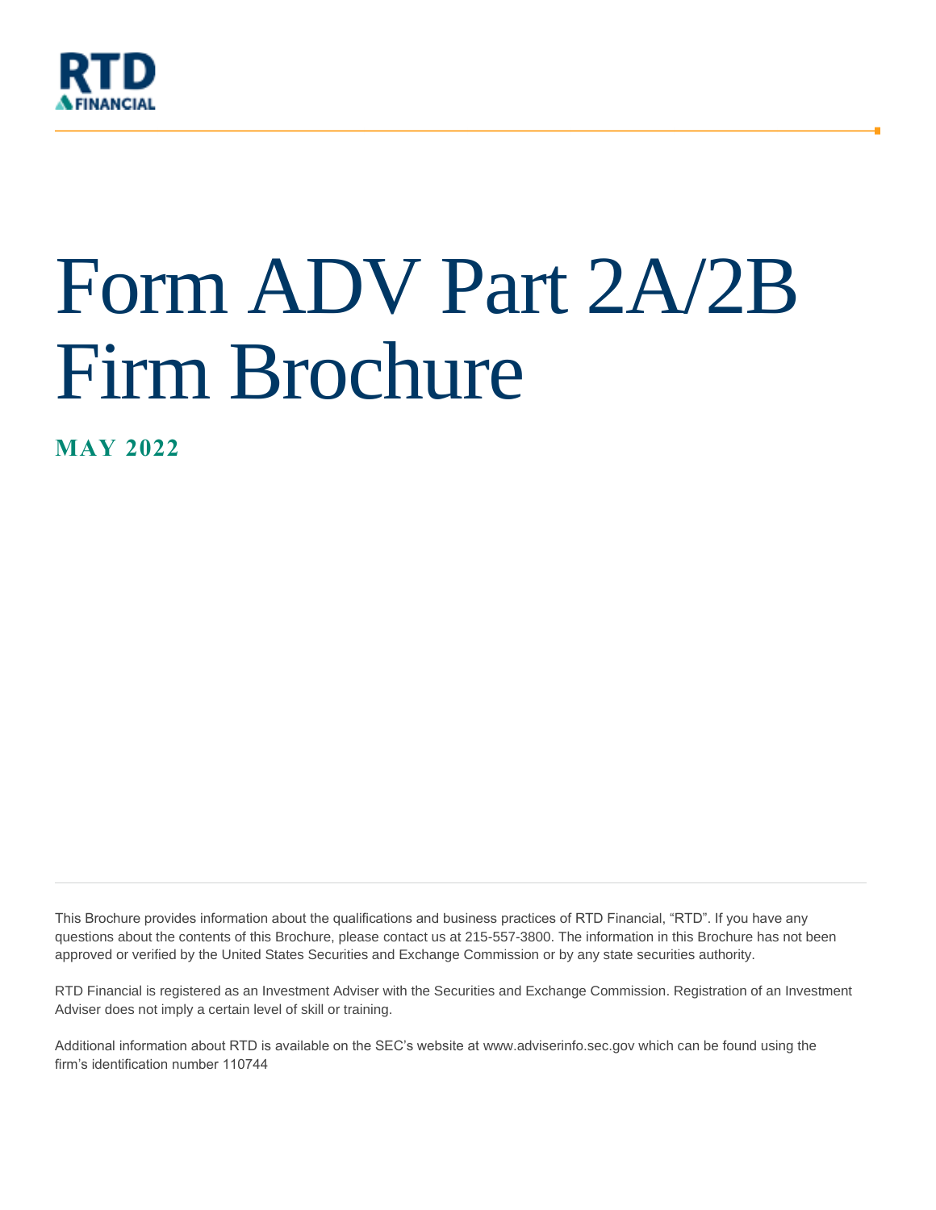RTD FINANCIAL

# Form ADV Part 2A/2B Firm Brochure

**MAY 2022**

This Brochure provides information about the qualifications and business practices of RTD Financial, "RTD". If you have any questions about the contents of this Brochure, please contact us at 215-557-3800. The information in this Brochure has not been approved or verified by the United States Securities and Exchange Commission or by any state securities authority.

RTD Financial is registered as an Investment Adviser with the Securities and Exchange Commission. Registration of an Investment Adviser does not imply a certain level of skill or training.

Additional information about RTD is available on the SEC's website at www.adviserinfo.sec.gov which can be found using the firm's identification number 110744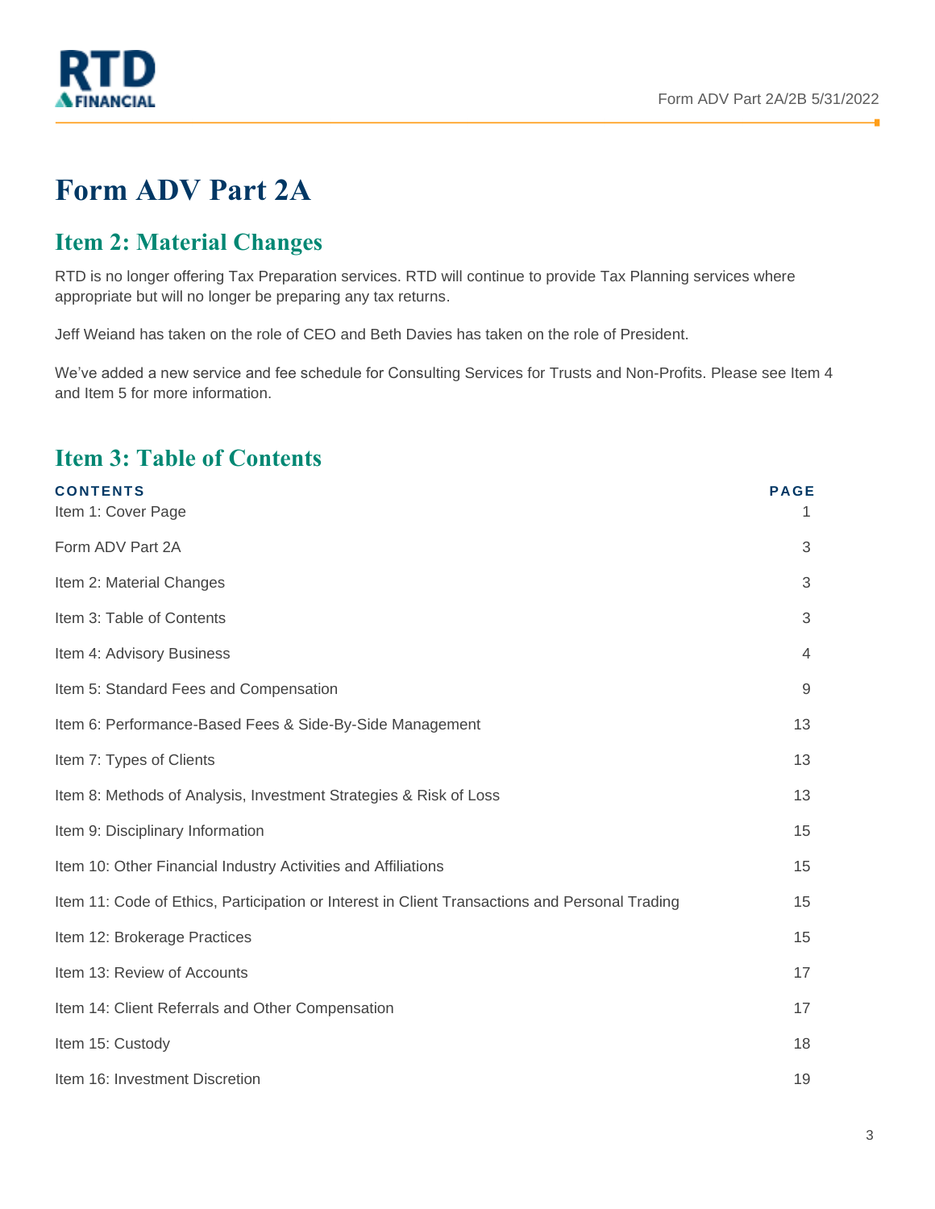# Form ADV Part 2A

## Item 2: Material Changes

RTD is no longer offering Tax Preparation services. RTD will continue to provide Tax Planning services where appropriate but will no longer be preparing any tax returns.

Jeff Weiand has taken on the role of CEO and Beth Davies has taken on the role of President.

We've added a new service and fee schedule for Consulting Services for Trusts and Non-Profits. Please see Item 4 and Item 5 for more information.

## Item 3: Table of Contents

| CONTENTS | PAGE |
|---|---|
| Item 1: Cover Page | 1 |
| Form ADV Part 2A | 3 |
| Item 2: Material Changes | 3 |
| Item 3: Table of Contents | 3 |
| Item 4: Advisory Business | 4 |
| Item 5: Standard Fees and Compensation | 9 |
| Item 6: Performance-Based Fees & Side-By-Side Management | 13 |
| Item 7: Types of Clients | 13 |
| Item 8: Methods of Analysis, Investment Strategies & Risk of Loss | 13 |
| Item 9: Disciplinary Information | 15 |
| Item 10: Other Financial Industry Activities and Affiliations | 15 |
| Item 11: Code of Ethics, Participation or Interest in Client Transactions and Personal Trading | 15 |
| Item 12: Brokerage Practices | 15 |
| Item 13: Review of Accounts | 17 |
| Item 14: Client Referrals and Other Compensation | 17 |
| Item 15: Custody | 18 |
| Item 16: Investment Discretion | 19 |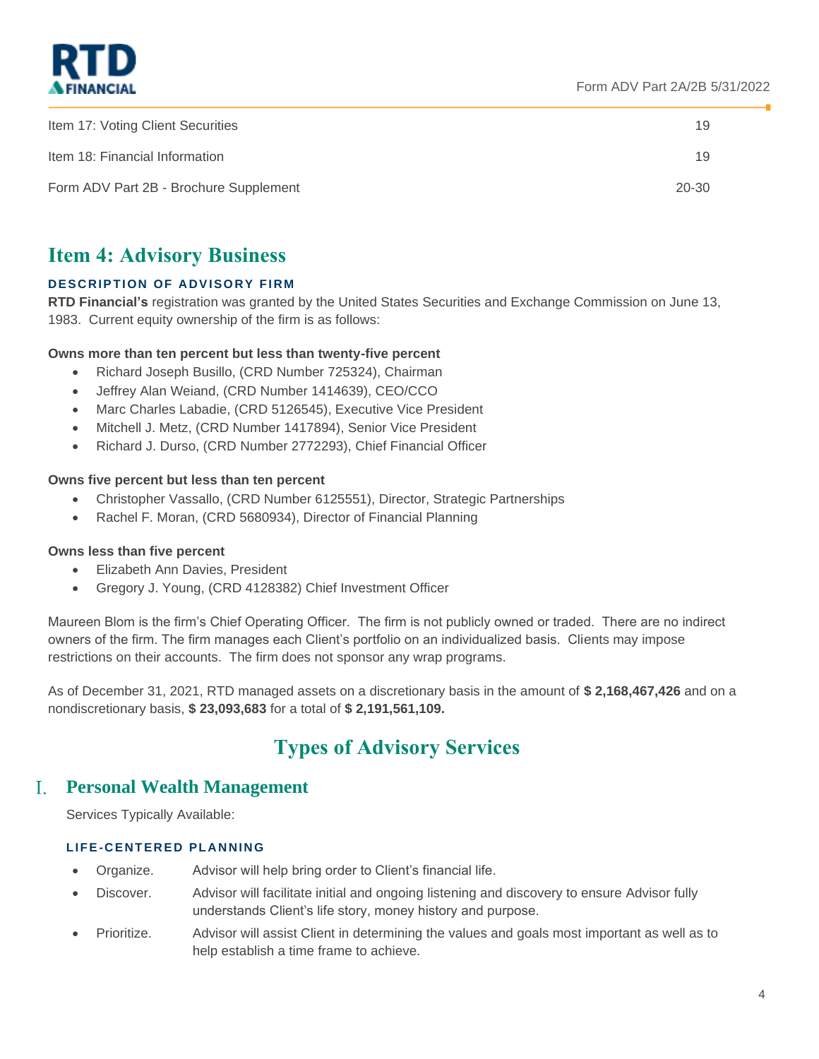| | |
|---|---|
| Item 17: Voting Client Securities | 19 |
| Item 18: Financial Information | 19 |
| Form ADV Part 2B - Brochure Supplement | 20-30 |

# Item 4: Advisory Business

### DESCRIPTION OF ADVISORY FIRM

**RTD Financial's** registration was granted by the United States Securities and Exchange Commission on June 13, 1983. Current equity ownership of the firm is as follows:

**Owns more than ten percent but less than twenty-five percent**

- Richard Joseph Busillo, (CRD Number 725324), Chairman
- Jeffrey Alan Weiand, (CRD Number 1414639), CEO/CCO
- Marc Charles Labadie, (CRD 5126545), Executive Vice President
- Mitchell J. Metz, (CRD Number 1417894), Senior Vice President
- Richard J. Durso, (CRD Number 2772293), Chief Financial Officer

**Owns five percent but less than ten percent**

- Christopher Vassallo, (CRD Number 6125551), Director, Strategic Partnerships
- Rachel F. Moran, (CRD 5680934), Director of Financial Planning

**Owns less than five percent**

- Elizabeth Ann Davies, President
- Gregory J. Young, (CRD 4128382) Chief Investment Officer

Maureen Blom is the firm's Chief Operating Officer. The firm is not publicly owned or traded. There are no indirect owners of the firm. The firm manages each Client's portfolio on an individualized basis. Clients may impose restrictions on their accounts. The firm does not sponsor any wrap programs.

As of December 31, 2021, RTD managed assets on a discretionary basis in the amount of **$ 2,168,467,426** and on a nondiscretionary basis, **$ 23,093,683** for a total of **$ 2,191,561,109.**

## Types of Advisory Services

## I. Personal Wealth Management

Services Typically Available:

### LIFE-CENTERED PLANNING

- Organize. Advisor will help bring order to Client's financial life.
- Discover. Advisor will facilitate initial and ongoing listening and discovery to ensure Advisor fully understands Client's life story, money history and purpose.
- Prioritize. Advisor will assist Client in determining the values and goals most important as well as to help establish a time frame to achieve.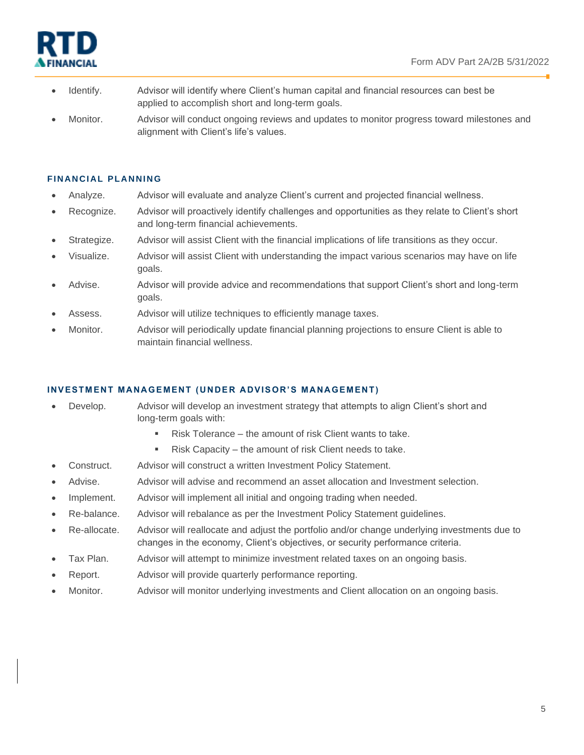- Identify. Advisor will identify where Client's human capital and financial resources can best be applied to accomplish short and long-term goals.
- Monitor. Advisor will conduct ongoing reviews and updates to monitor progress toward milestones and alignment with Client's life's values.

### FINANCIAL PLANNING

- Analyze. Advisor will evaluate and analyze Client's current and projected financial wellness.
- Recognize. Advisor will proactively identify challenges and opportunities as they relate to Client's short and long-term financial achievements.
- Strategize. Advisor will assist Client with the financial implications of life transitions as they occur.
- Visualize. Advisor will assist Client with understanding the impact various scenarios may have on life goals.
- Advise. Advisor will provide advice and recommendations that support Client's short and long-term goals.
- Assess. Advisor will utilize techniques to efficiently manage taxes.
- Monitor. Advisor will periodically update financial planning projections to ensure Client is able to maintain financial wellness.

### INVESTMENT MANAGEMENT (UNDER ADVISOR'S MANAGEMENT)

- Develop. Advisor will develop an investment strategy that attempts to align Client's short and long-term goals with:
  - Risk Tolerance – the amount of risk Client wants to take.
  - Risk Capacity – the amount of risk Client needs to take.
- Construct. Advisor will construct a written Investment Policy Statement.
- Advise. Advisor will advise and recommend an asset allocation and Investment selection.
- Implement. Advisor will implement all initial and ongoing trading when needed.
- Re-balance. Advisor will rebalance as per the Investment Policy Statement guidelines.
- Re-allocate. Advisor will reallocate and adjust the portfolio and/or change underlying investments due to changes in the economy, Client's objectives, or security performance criteria.
- Tax Plan. Advisor will attempt to minimize investment related taxes on an ongoing basis.
- Report. Advisor will provide quarterly performance reporting.
- Monitor. Advisor will monitor underlying investments and Client allocation on an ongoing basis.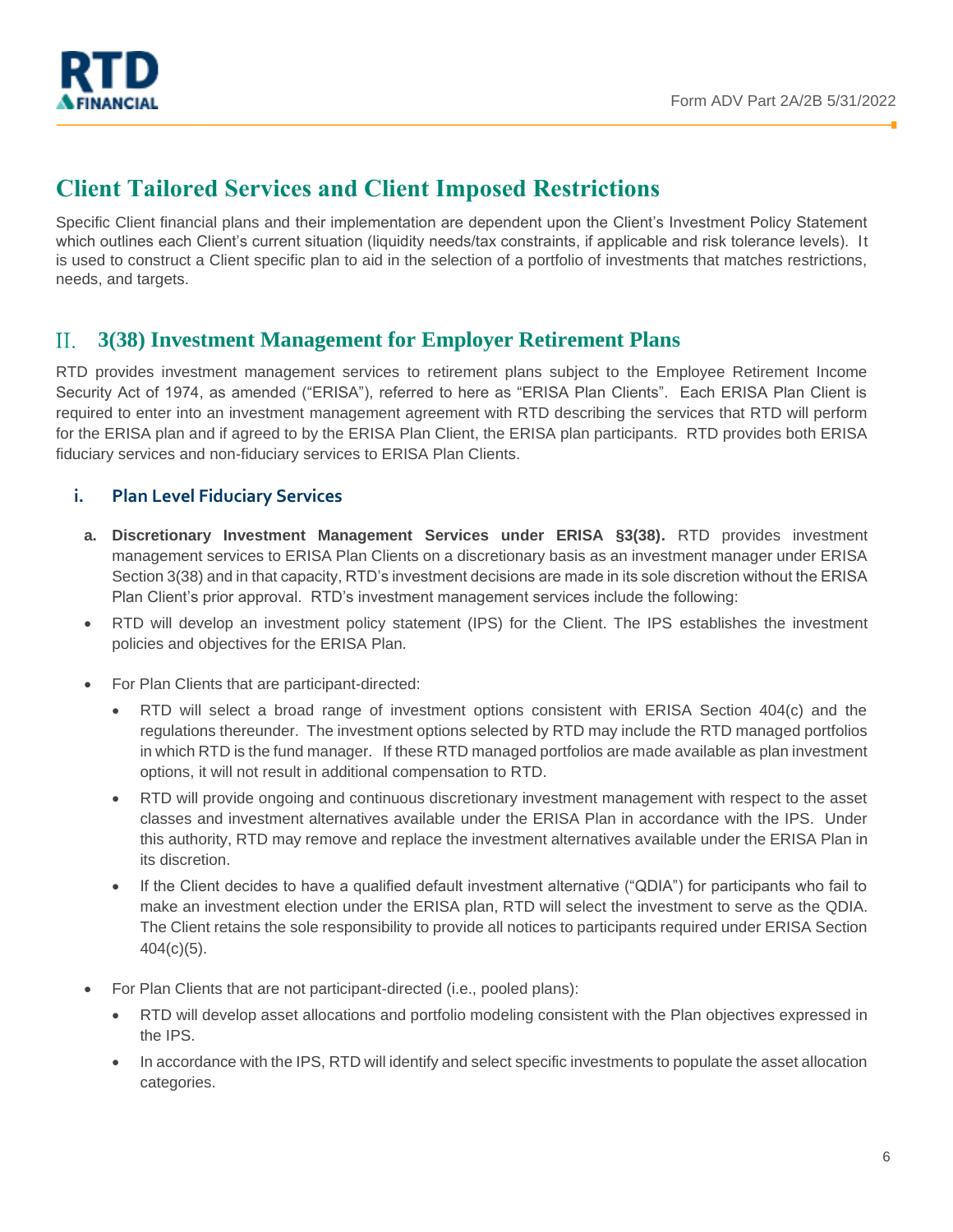## Client Tailored Services and Client Imposed Restrictions

Specific Client financial plans and their implementation are dependent upon the Client's Investment Policy Statement which outlines each Client's current situation (liquidity needs/tax constraints, if applicable and risk tolerance levels). It is used to construct a Client specific plan to aid in the selection of a portfolio of investments that matches restrictions, needs, and targets.

## II. 3(38) Investment Management for Employer Retirement Plans

RTD provides investment management services to retirement plans subject to the Employee Retirement Income Security Act of 1974, as amended ("ERISA"), referred to here as "ERISA Plan Clients". Each ERISA Plan Client is required to enter into an investment management agreement with RTD describing the services that RTD will perform for the ERISA plan and if agreed to by the ERISA Plan Client, the ERISA plan participants. RTD provides both ERISA fiduciary services and non-fiduciary services to ERISA Plan Clients.

### i. Plan Level Fiduciary Services

a. **Discretionary Investment Management Services under ERISA §3(38).** RTD provides investment management services to ERISA Plan Clients on a discretionary basis as an investment manager under ERISA Section 3(38) and in that capacity, RTD's investment decisions are made in its sole discretion without the ERISA Plan Client's prior approval. RTD's investment management services include the following:

- RTD will develop an investment policy statement (IPS) for the Client. The IPS establishes the investment policies and objectives for the ERISA Plan.
- For Plan Clients that are participant-directed:
  - RTD will select a broad range of investment options consistent with ERISA Section 404(c) and the regulations thereunder. The investment options selected by RTD may include the RTD managed portfolios in which RTD is the fund manager. If these RTD managed portfolios are made available as plan investment options, it will not result in additional compensation to RTD.
  - RTD will provide ongoing and continuous discretionary investment management with respect to the asset classes and investment alternatives available under the ERISA Plan in accordance with the IPS. Under this authority, RTD may remove and replace the investment alternatives available under the ERISA Plan in its discretion.
  - If the Client decides to have a qualified default investment alternative ("QDIA") for participants who fail to make an investment election under the ERISA plan, RTD will select the investment to serve as the QDIA. The Client retains the sole responsibility to provide all notices to participants required under ERISA Section 404(c)(5).
- For Plan Clients that are not participant-directed (i.e., pooled plans):
  - RTD will develop asset allocations and portfolio modeling consistent with the Plan objectives expressed in the IPS.
  - In accordance with the IPS, RTD will identify and select specific investments to populate the asset allocation categories.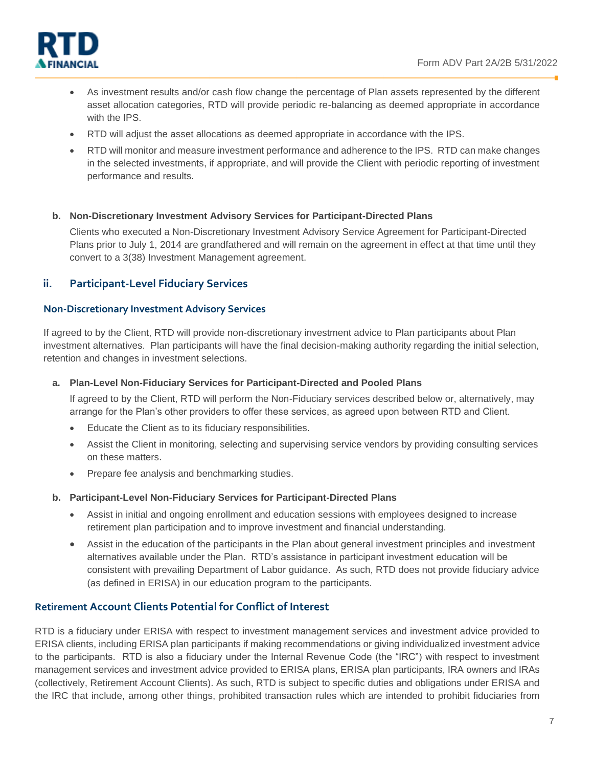- As investment results and/or cash flow change the percentage of Plan assets represented by the different asset allocation categories, RTD will provide periodic re-balancing as deemed appropriate in accordance with the IPS.
- RTD will adjust the asset allocations as deemed appropriate in accordance with the IPS.
- RTD will monitor and measure investment performance and adherence to the IPS. RTD can make changes in the selected investments, if appropriate, and will provide the Client with periodic reporting of investment performance and results.

**b. Non-Discretionary Investment Advisory Services for Participant-Directed Plans**

Clients who executed a Non-Discretionary Investment Advisory Service Agreement for Participant-Directed Plans prior to July 1, 2014 are grandfathered and will remain on the agreement in effect at that time until they convert to a 3(38) Investment Management agreement.

## ii. Participant-Level Fiduciary Services

### Non-Discretionary Investment Advisory Services

If agreed to by the Client, RTD will provide non-discretionary investment advice to Plan participants about Plan investment alternatives. Plan participants will have the final decision-making authority regarding the initial selection, retention and changes in investment selections.

**a. Plan-Level Non-Fiduciary Services for Participant-Directed and Pooled Plans**

If agreed to by the Client, RTD will perform the Non-Fiduciary services described below or, alternatively, may arrange for the Plan's other providers to offer these services, as agreed upon between RTD and Client.

- Educate the Client as to its fiduciary responsibilities.
- Assist the Client in monitoring, selecting and supervising service vendors by providing consulting services on these matters.
- Prepare fee analysis and benchmarking studies.

**b. Participant-Level Non-Fiduciary Services for Participant-Directed Plans**

- Assist in initial and ongoing enrollment and education sessions with employees designed to increase retirement plan participation and to improve investment and financial understanding.
- Assist in the education of the participants in the Plan about general investment principles and investment alternatives available under the Plan. RTD's assistance in participant investment education will be consistent with prevailing Department of Labor guidance. As such, RTD does not provide fiduciary advice (as defined in ERISA) in our education program to the participants.

### Retirement Account Clients Potential for Conflict of Interest

RTD is a fiduciary under ERISA with respect to investment management services and investment advice provided to ERISA clients, including ERISA plan participants if making recommendations or giving individualized investment advice to the participants. RTD is also a fiduciary under the Internal Revenue Code (the "IRC") with respect to investment management services and investment advice provided to ERISA plans, ERISA plan participants, IRA owners and IRAs (collectively, Retirement Account Clients). As such, RTD is subject to specific duties and obligations under ERISA and the IRC that include, among other things, prohibited transaction rules which are intended to prohibit fiduciaries from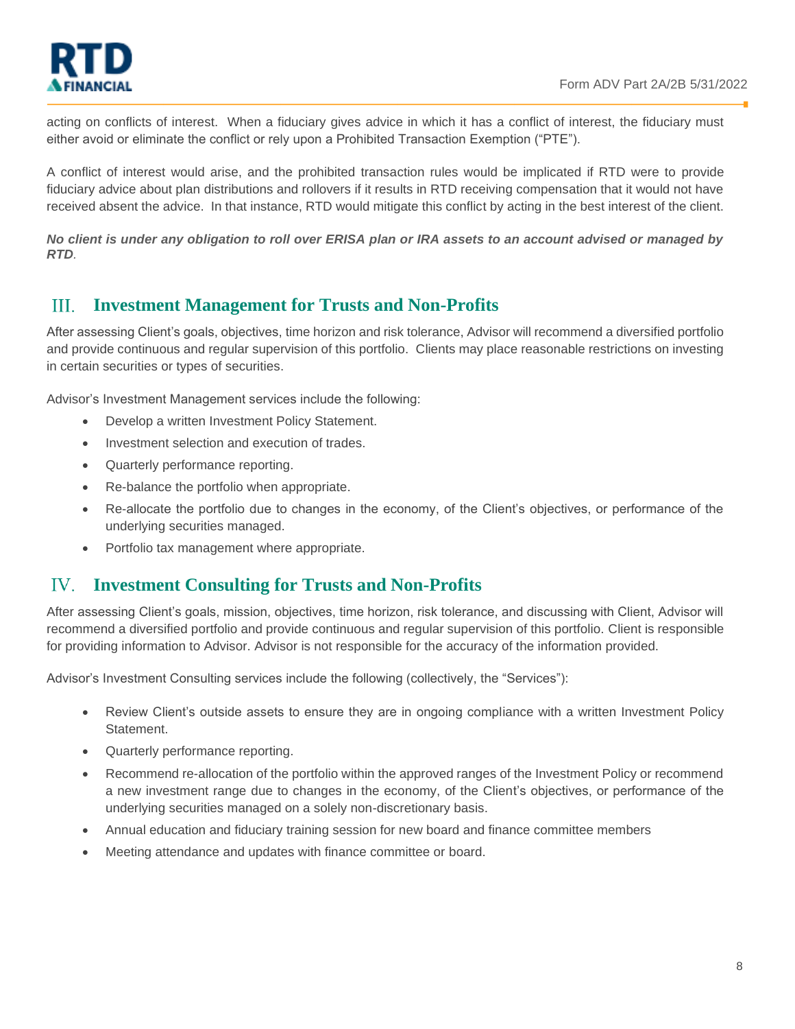acting on conflicts of interest. When a fiduciary gives advice in which it has a conflict of interest, the fiduciary must either avoid or eliminate the conflict or rely upon a Prohibited Transaction Exemption ("PTE").

A conflict of interest would arise, and the prohibited transaction rules would be implicated if RTD were to provide fiduciary advice about plan distributions and rollovers if it results in RTD receiving compensation that it would not have received absent the advice. In that instance, RTD would mitigate this conflict by acting in the best interest of the client.

***No client is under any obligation to roll over ERISA plan or IRA assets to an account advised or managed by RTD.***

## III. Investment Management for Trusts and Non-Profits

After assessing Client's goals, objectives, time horizon and risk tolerance, Advisor will recommend a diversified portfolio and provide continuous and regular supervision of this portfolio. Clients may place reasonable restrictions on investing in certain securities or types of securities.

Advisor's Investment Management services include the following:

- Develop a written Investment Policy Statement.
- Investment selection and execution of trades.
- Quarterly performance reporting.
- Re-balance the portfolio when appropriate.
- Re-allocate the portfolio due to changes in the economy, of the Client's objectives, or performance of the underlying securities managed.
- Portfolio tax management where appropriate.

## IV. Investment Consulting for Trusts and Non-Profits

After assessing Client's goals, mission, objectives, time horizon, risk tolerance, and discussing with Client, Advisor will recommend a diversified portfolio and provide continuous and regular supervision of this portfolio. Client is responsible for providing information to Advisor. Advisor is not responsible for the accuracy of the information provided.

Advisor's Investment Consulting services include the following (collectively, the "Services"):

- Review Client's outside assets to ensure they are in ongoing compliance with a written Investment Policy Statement.
- Quarterly performance reporting.
- Recommend re-allocation of the portfolio within the approved ranges of the Investment Policy or recommend a new investment range due to changes in the economy, of the Client's objectives, or performance of the underlying securities managed on a solely non-discretionary basis.
- Annual education and fiduciary training session for new board and finance committee members
- Meeting attendance and updates with finance committee or board.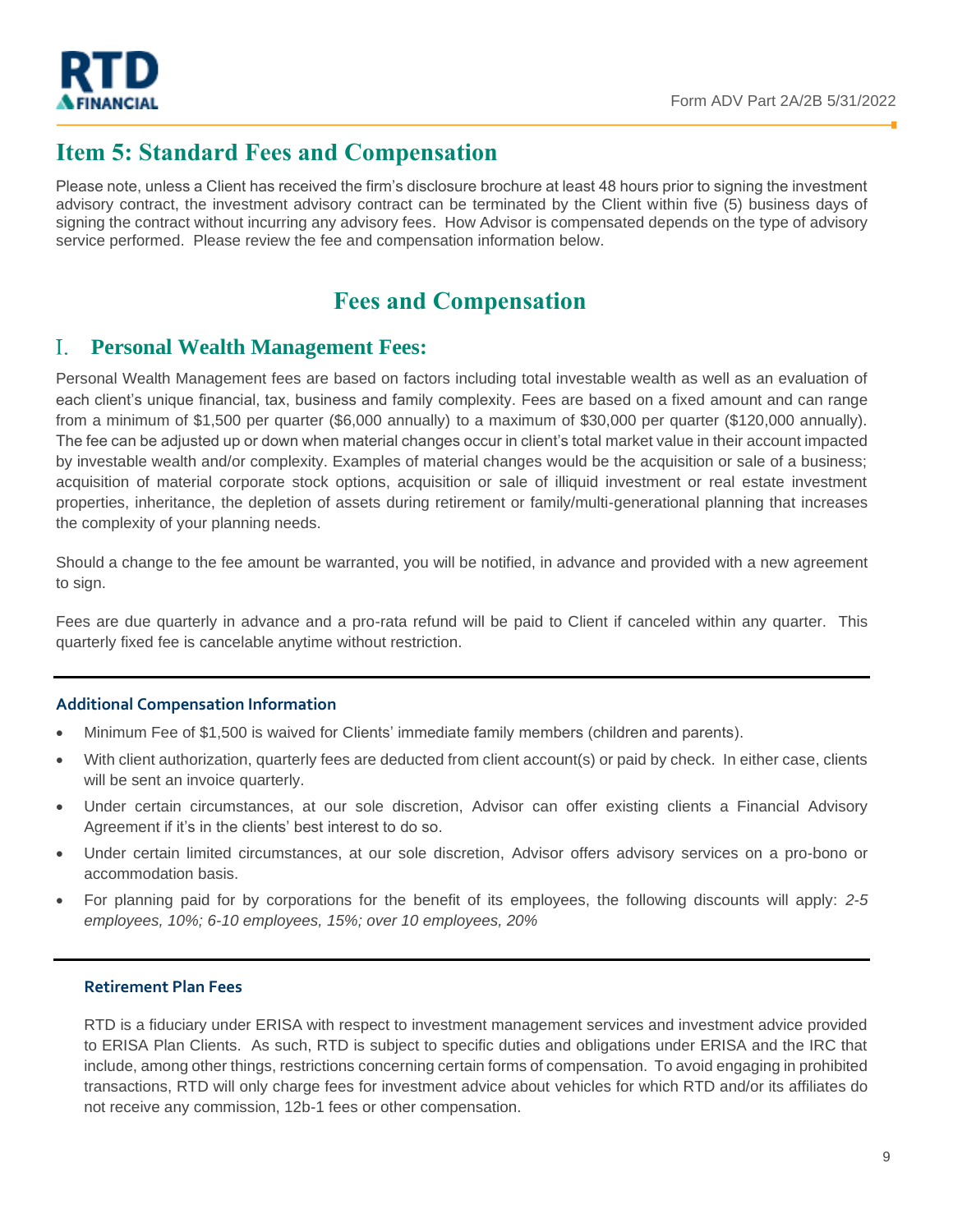# Item 5: Standard Fees and Compensation

Please note, unless a Client has received the firm's disclosure brochure at least 48 hours prior to signing the investment advisory contract, the investment advisory contract can be terminated by the Client within five (5) business days of signing the contract without incurring any advisory fees. How Advisor is compensated depends on the type of advisory service performed. Please review the fee and compensation information below.

## Fees and Compensation

## I. Personal Wealth Management Fees:

Personal Wealth Management fees are based on factors including total investable wealth as well as an evaluation of each client's unique financial, tax, business and family complexity. Fees are based on a fixed amount and can range from a minimum of $1,500 per quarter ($6,000 annually) to a maximum of $30,000 per quarter ($120,000 annually). The fee can be adjusted up or down when material changes occur in client's total market value in their account impacted by investable wealth and/or complexity. Examples of material changes would be the acquisition or sale of a business; acquisition of material corporate stock options, acquisition or sale of illiquid investment or real estate investment properties, inheritance, the depletion of assets during retirement or family/multi-generational planning that increases the complexity of your planning needs.

Should a change to the fee amount be warranted, you will be notified, in advance and provided with a new agreement to sign.

Fees are due quarterly in advance and a pro-rata refund will be paid to Client if canceled within any quarter. This quarterly fixed fee is cancelable anytime without restriction.

---

#### Additional Compensation Information

- Minimum Fee of $1,500 is waived for Clients' immediate family members (children and parents).
- With client authorization, quarterly fees are deducted from client account(s) or paid by check. In either case, clients will be sent an invoice quarterly.
- Under certain circumstances, at our sole discretion, Advisor can offer existing clients a Financial Advisory Agreement if it's in the clients' best interest to do so.
- Under certain limited circumstances, at our sole discretion, Advisor offers advisory services on a pro-bono or accommodation basis.
- For planning paid for by corporations for the benefit of its employees, the following discounts will apply: *2-5 employees, 10%; 6-10 employees, 15%; over 10 employees, 20%*

---

#### Retirement Plan Fees

RTD is a fiduciary under ERISA with respect to investment management services and investment advice provided to ERISA Plan Clients. As such, RTD is subject to specific duties and obligations under ERISA and the IRC that include, among other things, restrictions concerning certain forms of compensation. To avoid engaging in prohibited transactions, RTD will only charge fees for investment advice about vehicles for which RTD and/or its affiliates do not receive any commission, 12b-1 fees or other compensation.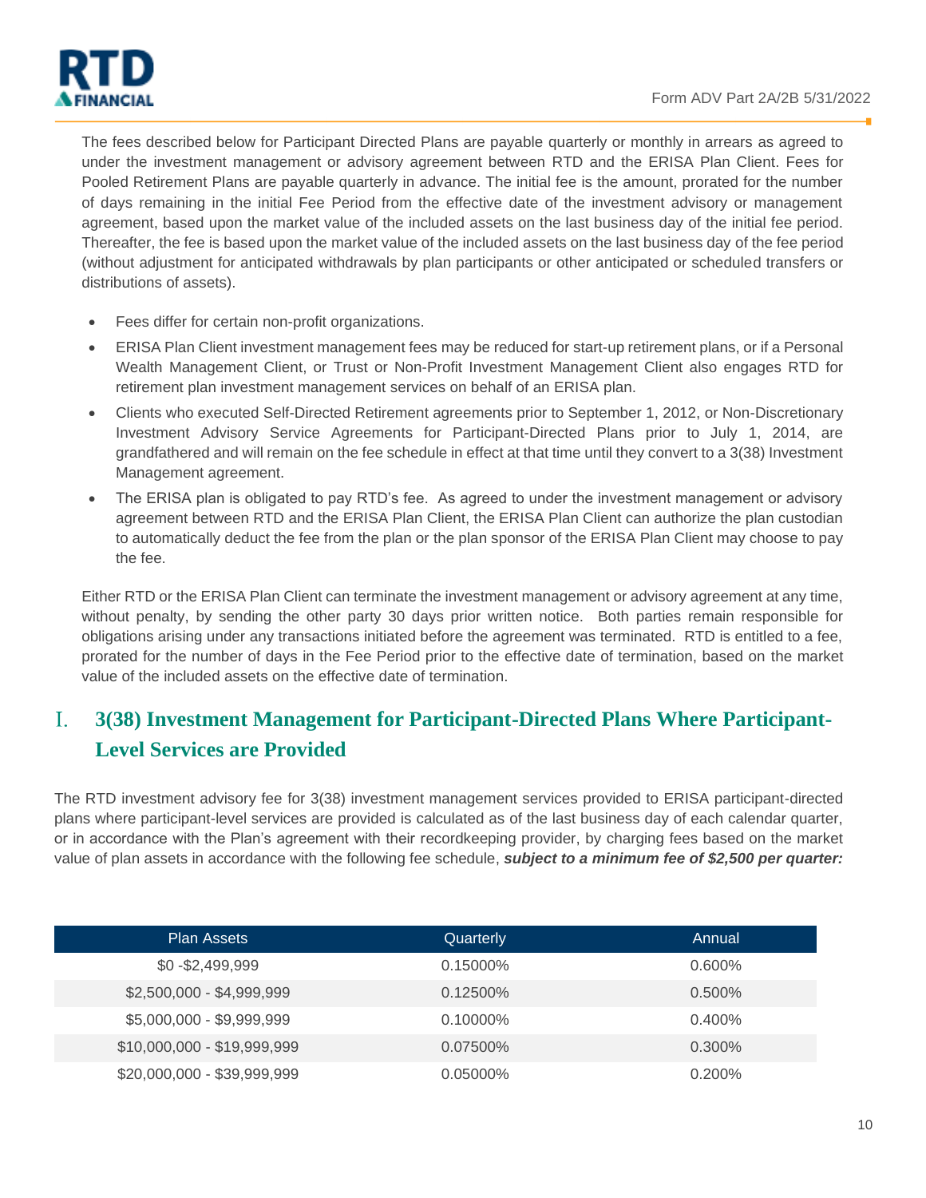The fees described below for Participant Directed Plans are payable quarterly or monthly in arrears as agreed to under the investment management or advisory agreement between RTD and the ERISA Plan Client. Fees for Pooled Retirement Plans are payable quarterly in advance. The initial fee is the amount, prorated for the number of days remaining in the initial Fee Period from the effective date of the investment advisory or management agreement, based upon the market value of the included assets on the last business day of the initial fee period. Thereafter, the fee is based upon the market value of the included assets on the last business day of the fee period (without adjustment for anticipated withdrawals by plan participants or other anticipated or scheduled transfers or distributions of assets).

- Fees differ for certain non-profit organizations.
- ERISA Plan Client investment management fees may be reduced for start-up retirement plans, or if a Personal Wealth Management Client, or Trust or Non-Profit Investment Management Client also engages RTD for retirement plan investment management services on behalf of an ERISA plan.
- Clients who executed Self-Directed Retirement agreements prior to September 1, 2012, or Non-Discretionary Investment Advisory Service Agreements for Participant-Directed Plans prior to July 1, 2014, are grandfathered and will remain on the fee schedule in effect at that time until they convert to a 3(38) Investment Management agreement.
- The ERISA plan is obligated to pay RTD's fee. As agreed to under the investment management or advisory agreement between RTD and the ERISA Plan Client, the ERISA Plan Client can authorize the plan custodian to automatically deduct the fee from the plan or the plan sponsor of the ERISA Plan Client may choose to pay the fee.

Either RTD or the ERISA Plan Client can terminate the investment management or advisory agreement at any time, without penalty, by sending the other party 30 days prior written notice. Both parties remain responsible for obligations arising under any transactions initiated before the agreement was terminated. RTD is entitled to a fee, prorated for the number of days in the Fee Period prior to the effective date of termination, based on the market value of the included assets on the effective date of termination.

## I. 3(38) Investment Management for Participant-Directed Plans Where Participant-Level Services are Provided

The RTD investment advisory fee for 3(38) investment management services provided to ERISA participant-directed plans where participant-level services are provided is calculated as of the last business day of each calendar quarter, or in accordance with the Plan's agreement with their recordkeeping provider, by charging fees based on the market value of plan assets in accordance with the following fee schedule, ***subject to a minimum fee of $2,500 per quarter:***

| Plan Assets | Quarterly | Annual |
|---|---|---|
| $0 -$2,499,999 | 0.15000% | 0.600% |
| $2,500,000 - $4,999,999 | 0.12500% | 0.500% |
| $5,000,000 - $9,999,999 | 0.10000% | 0.400% |
| $10,000,000 - $19,999,999 | 0.07500% | 0.300% |
| $20,000,000 - $39,999,999 | 0.05000% | 0.200% |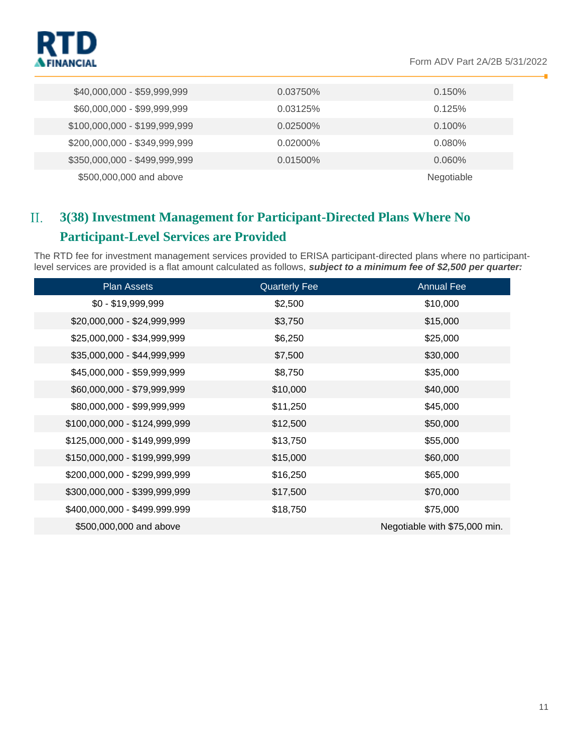| | | |
|---|---|---|
| $40,000,000 - $59,999,999 | 0.03750% | 0.150% |
| $60,000,000 - $99,999,999 | 0.03125% | 0.125% |
| $100,000,000 - $199,999,999 | 0.02500% | 0.100% |
| $200,000,000 - $349,999,999 | 0.02000% | 0.080% |
| $350,000,000 - $499,999,999 | 0.01500% | 0.060% |
| $500,000,000 and above | | Negotiable |

## II. 3(38) Investment Management for Participant-Directed Plans Where No Participant-Level Services are Provided

The RTD fee for investment management services provided to ERISA participant-directed plans where no participant-level services are provided is a flat amount calculated as follows, ***subject to a minimum fee of $2,500 per quarter:***

| Plan Assets | Quarterly Fee | Annual Fee |
|---|---|---|
| $0 - $19,999,999 | $2,500 | $10,000 |
| $20,000,000 - $24,999,999 | $3,750 | $15,000 |
| $25,000,000 - $34,999,999 | $6,250 | $25,000 |
| $35,000,000 - $44,999,999 | $7,500 | $30,000 |
| $45,000,000 - $59,999,999 | $8,750 | $35,000 |
| $60,000,000 - $79,999,999 | $10,000 | $40,000 |
| $80,000,000 - $99,999,999 | $11,250 | $45,000 |
| $100,000,000 - $124,999,999 | $12,500 | $50,000 |
| $125,000,000 - $149,999,999 | $13,750 | $55,000 |
| $150,000,000 - $199,999,999 | $15,000 | $60,000 |
| $200,000,000 - $299,999,999 | $16,250 | $65,000 |
| $300,000,000 - $399,999,999 | $17,500 | $70,000 |
| $400,000,000 - $499.999.999 | $18,750 | $75,000 |
| $500,000,000 and above | | Negotiable with $75,000 min. |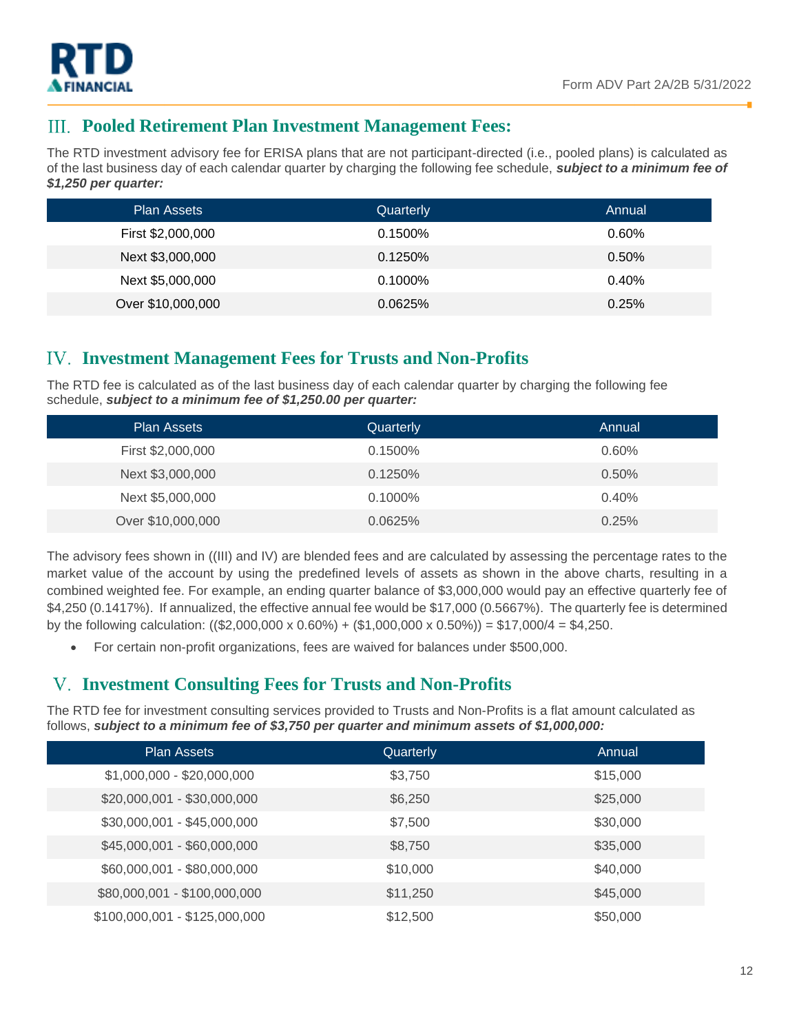## III. Pooled Retirement Plan Investment Management Fees:

The RTD investment advisory fee for ERISA plans that are not participant-directed (i.e., pooled plans) is calculated as of the last business day of each calendar quarter by charging the following fee schedule, ***subject to a minimum fee of $1,250 per quarter:***

| Plan Assets | Quarterly | Annual |
|---|---|---|
| First $2,000,000 | 0.1500% | 0.60% |
| Next $3,000,000 | 0.1250% | 0.50% |
| Next $5,000,000 | 0.1000% | 0.40% |
| Over $10,000,000 | 0.0625% | 0.25% |

## IV. Investment Management Fees for Trusts and Non-Profits

The RTD fee is calculated as of the last business day of each calendar quarter by charging the following fee schedule, ***subject to a minimum fee of $1,250.00 per quarter:***

| Plan Assets | Quarterly | Annual |
|---|---|---|
| First $2,000,000 | 0.1500% | 0.60% |
| Next $3,000,000 | 0.1250% | 0.50% |
| Next $5,000,000 | 0.1000% | 0.40% |
| Over $10,000,000 | 0.0625% | 0.25% |

The advisory fees shown in ((III) and IV) are blended fees and are calculated by assessing the percentage rates to the market value of the account by using the predefined levels of assets as shown in the above charts, resulting in a combined weighted fee. For example, an ending quarter balance of $3,000,000 would pay an effective quarterly fee of $4,250 (0.1417%). If annualized, the effective annual fee would be $17,000 (0.5667%). The quarterly fee is determined by the following calculation: (($2,000,000 x 0.60%) + ($1,000,000 x 0.50%)) = $17,000/4 = $4,250.

- For certain non-profit organizations, fees are waived for balances under $500,000.

## V. Investment Consulting Fees for Trusts and Non-Profits

The RTD fee for investment consulting services provided to Trusts and Non-Profits is a flat amount calculated as follows, ***subject to a minimum fee of $3,750 per quarter and minimum assets of $1,000,000:***

| Plan Assets | Quarterly | Annual |
|---|---|---|
| $1,000,000 - $20,000,000 | $3,750 | $15,000 |
| $20,000,001 - $30,000,000 | $6,250 | $25,000 |
| $30,000,001 - $45,000,000 | $7,500 | $30,000 |
| $45,000,001 - $60,000,000 | $8,750 | $35,000 |
| $60,000,001 - $80,000,000 | $10,000 | $40,000 |
| $80,000,001 - $100,000,000 | $11,250 | $45,000 |
| $100,000,001 - $125,000,000 | $12,500 | $50,000 |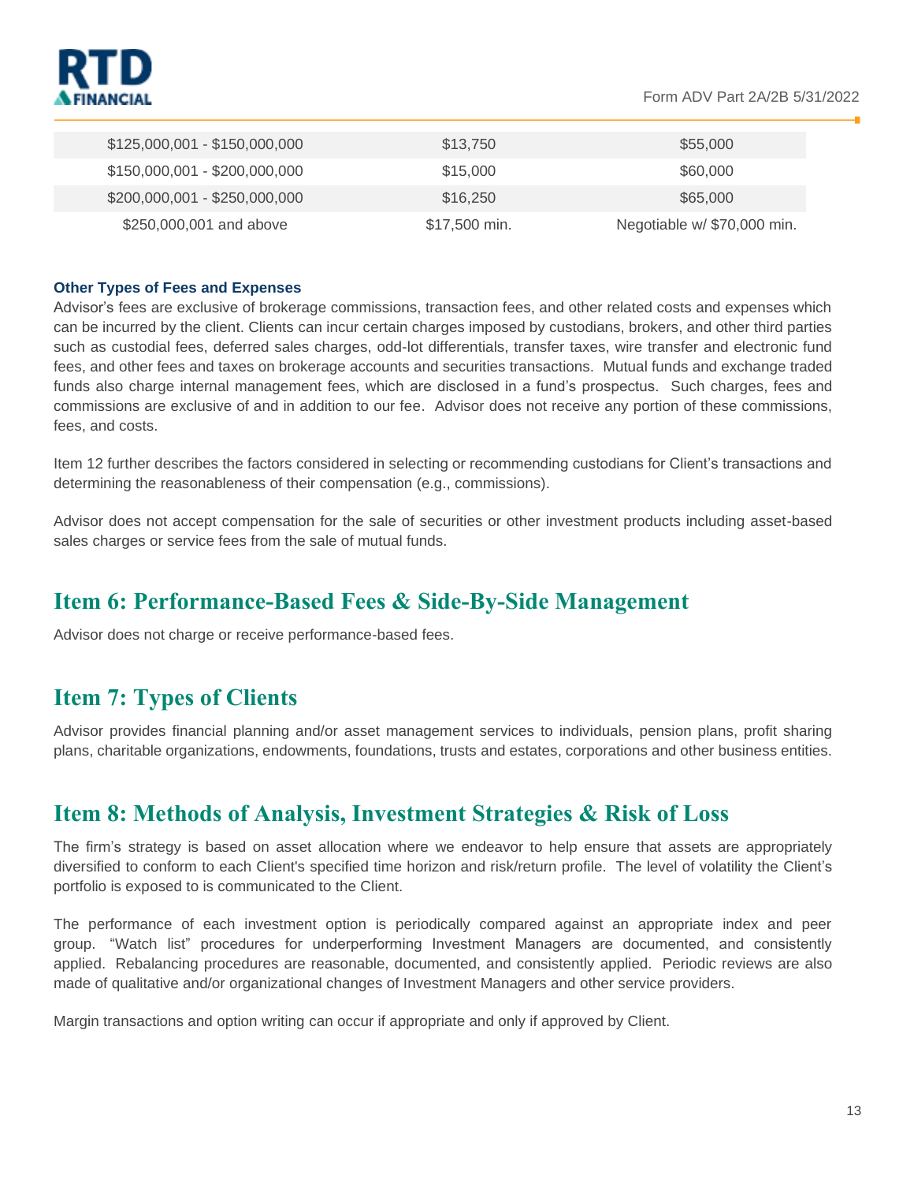| | | |
|---|---|---|
| $125,000,001 - $150,000,000 | $13,750 | $55,000 |
| $150,000,001 - $200,000,000 | $15,000 | $60,000 |
| $200,000,001 - $250,000,000 | $16,250 | $65,000 |
| $250,000,001 and above | $17,500 min. | Negotiable w/ $70,000 min. |

**Other Types of Fees and Expenses**

Advisor's fees are exclusive of brokerage commissions, transaction fees, and other related costs and expenses which can be incurred by the client. Clients can incur certain charges imposed by custodians, brokers, and other third parties such as custodial fees, deferred sales charges, odd-lot differentials, transfer taxes, wire transfer and electronic fund fees, and other fees and taxes on brokerage accounts and securities transactions. Mutual funds and exchange traded funds also charge internal management fees, which are disclosed in a fund's prospectus. Such charges, fees and commissions are exclusive of and in addition to our fee. Advisor does not receive any portion of these commissions, fees, and costs.

Item 12 further describes the factors considered in selecting or recommending custodians for Client's transactions and determining the reasonableness of their compensation (e.g., commissions).

Advisor does not accept compensation for the sale of securities or other investment products including asset-based sales charges or service fees from the sale of mutual funds.

## Item 6: Performance-Based Fees & Side-By-Side Management

Advisor does not charge or receive performance-based fees.

## Item 7: Types of Clients

Advisor provides financial planning and/or asset management services to individuals, pension plans, profit sharing plans, charitable organizations, endowments, foundations, trusts and estates, corporations and other business entities.

## Item 8: Methods of Analysis, Investment Strategies & Risk of Loss

The firm's strategy is based on asset allocation where we endeavor to help ensure that assets are appropriately diversified to conform to each Client's specified time horizon and risk/return profile. The level of volatility the Client's portfolio is exposed to is communicated to the Client.

The performance of each investment option is periodically compared against an appropriate index and peer group. "Watch list" procedures for underperforming Investment Managers are documented, and consistently applied. Rebalancing procedures are reasonable, documented, and consistently applied. Periodic reviews are also made of qualitative and/or organizational changes of Investment Managers and other service providers.

Margin transactions and option writing can occur if appropriate and only if approved by Client.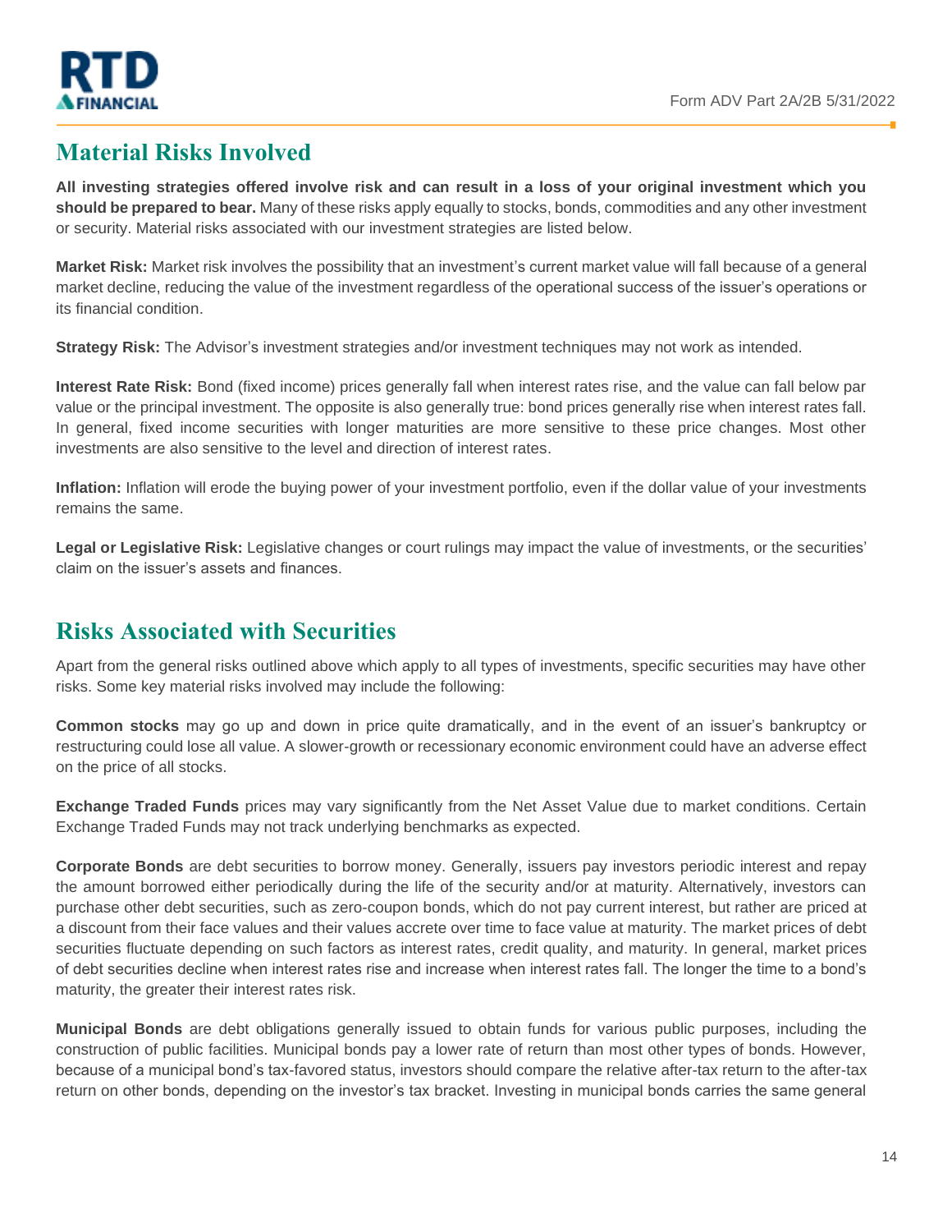## Material Risks Involved

**All investing strategies offered involve risk and can result in a loss of your original investment which you should be prepared to bear.** Many of these risks apply equally to stocks, bonds, commodities and any other investment or security. Material risks associated with our investment strategies are listed below.

**Market Risk:** Market risk involves the possibility that an investment's current market value will fall because of a general market decline, reducing the value of the investment regardless of the operational success of the issuer's operations or its financial condition.

**Strategy Risk:** The Advisor's investment strategies and/or investment techniques may not work as intended.

**Interest Rate Risk:** Bond (fixed income) prices generally fall when interest rates rise, and the value can fall below par value or the principal investment. The opposite is also generally true: bond prices generally rise when interest rates fall. In general, fixed income securities with longer maturities are more sensitive to these price changes. Most other investments are also sensitive to the level and direction of interest rates.

**Inflation:** Inflation will erode the buying power of your investment portfolio, even if the dollar value of your investments remains the same.

**Legal or Legislative Risk:** Legislative changes or court rulings may impact the value of investments, or the securities' claim on the issuer's assets and finances.

## Risks Associated with Securities

Apart from the general risks outlined above which apply to all types of investments, specific securities may have other risks. Some key material risks involved may include the following:

**Common stocks** may go up and down in price quite dramatically, and in the event of an issuer's bankruptcy or restructuring could lose all value. A slower-growth or recessionary economic environment could have an adverse effect on the price of all stocks.

**Exchange Traded Funds** prices may vary significantly from the Net Asset Value due to market conditions. Certain Exchange Traded Funds may not track underlying benchmarks as expected.

**Corporate Bonds** are debt securities to borrow money. Generally, issuers pay investors periodic interest and repay the amount borrowed either periodically during the life of the security and/or at maturity. Alternatively, investors can purchase other debt securities, such as zero-coupon bonds, which do not pay current interest, but rather are priced at a discount from their face values and their values accrete over time to face value at maturity. The market prices of debt securities fluctuate depending on such factors as interest rates, credit quality, and maturity. In general, market prices of debt securities decline when interest rates rise and increase when interest rates fall. The longer the time to a bond's maturity, the greater their interest rates risk.

**Municipal Bonds** are debt obligations generally issued to obtain funds for various public purposes, including the construction of public facilities. Municipal bonds pay a lower rate of return than most other types of bonds. However, because of a municipal bond's tax-favored status, investors should compare the relative after-tax return to the after-tax return on other bonds, depending on the investor's tax bracket. Investing in municipal bonds carries the same general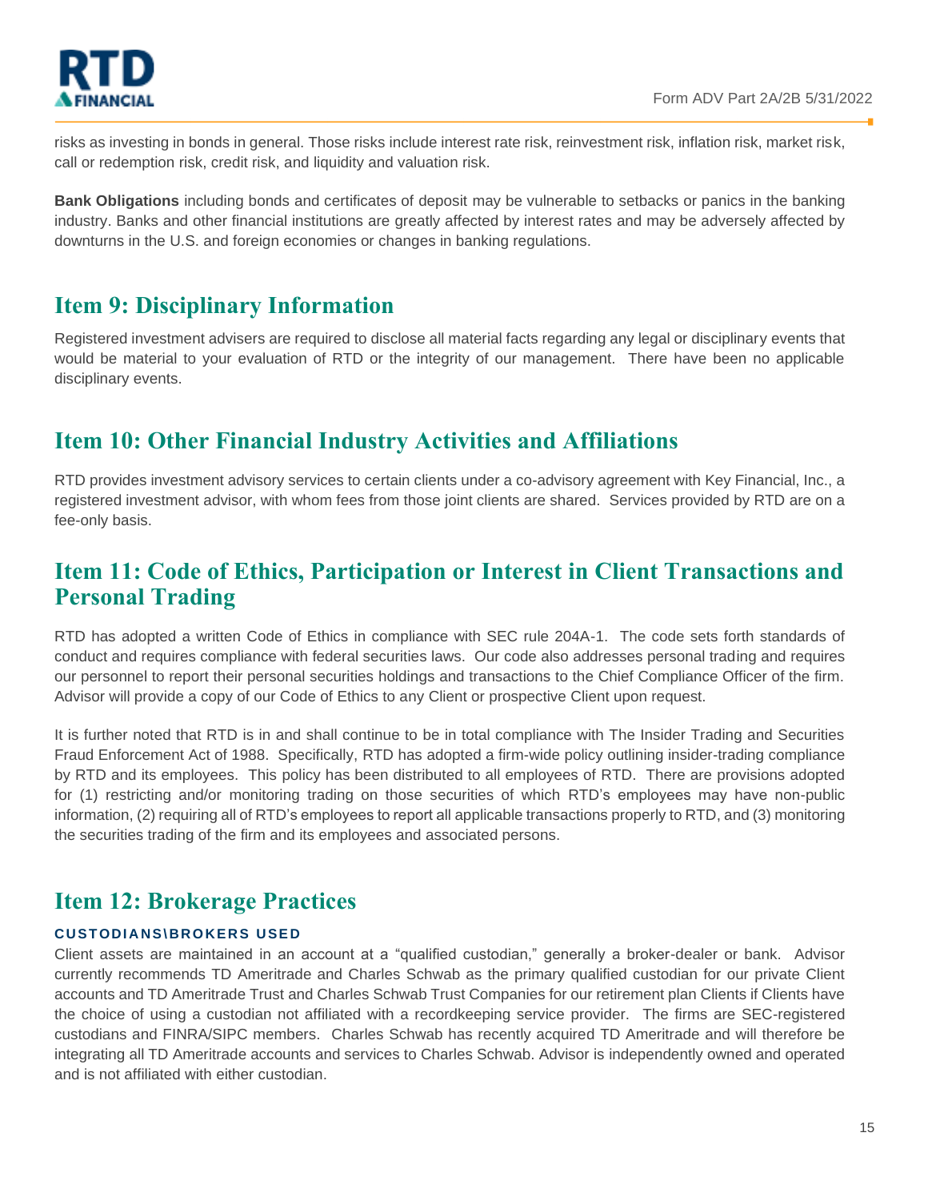risks as investing in bonds in general. Those risks include interest rate risk, reinvestment risk, inflation risk, market risk, call or redemption risk, credit risk, and liquidity and valuation risk.

**Bank Obligations** including bonds and certificates of deposit may be vulnerable to setbacks or panics in the banking industry. Banks and other financial institutions are greatly affected by interest rates and may be adversely affected by downturns in the U.S. and foreign economies or changes in banking regulations.

## Item 9: Disciplinary Information

Registered investment advisers are required to disclose all material facts regarding any legal or disciplinary events that would be material to your evaluation of RTD or the integrity of our management. There have been no applicable disciplinary events.

## Item 10: Other Financial Industry Activities and Affiliations

RTD provides investment advisory services to certain clients under a co-advisory agreement with Key Financial, Inc., a registered investment advisor, with whom fees from those joint clients are shared. Services provided by RTD are on a fee-only basis.

## Item 11: Code of Ethics, Participation or Interest in Client Transactions and Personal Trading

RTD has adopted a written Code of Ethics in compliance with SEC rule 204A-1. The code sets forth standards of conduct and requires compliance with federal securities laws. Our code also addresses personal trading and requires our personnel to report their personal securities holdings and transactions to the Chief Compliance Officer of the firm. Advisor will provide a copy of our Code of Ethics to any Client or prospective Client upon request.

It is further noted that RTD is in and shall continue to be in total compliance with The Insider Trading and Securities Fraud Enforcement Act of 1988. Specifically, RTD has adopted a firm-wide policy outlining insider-trading compliance by RTD and its employees. This policy has been distributed to all employees of RTD. There are provisions adopted for (1) restricting and/or monitoring trading on those securities of which RTD's employees may have non-public information, (2) requiring all of RTD's employees to report all applicable transactions properly to RTD, and (3) monitoring the securities trading of the firm and its employees and associated persons.

## Item 12: Brokerage Practices

### CUSTODIANS\BROKERS USED

Client assets are maintained in an account at a "qualified custodian," generally a broker-dealer or bank. Advisor currently recommends TD Ameritrade and Charles Schwab as the primary qualified custodian for our private Client accounts and TD Ameritrade Trust and Charles Schwab Trust Companies for our retirement plan Clients if Clients have the choice of using a custodian not affiliated with a recordkeeping service provider. The firms are SEC-registered custodians and FINRA/SIPC members. Charles Schwab has recently acquired TD Ameritrade and will therefore be integrating all TD Ameritrade accounts and services to Charles Schwab. Advisor is independently owned and operated and is not affiliated with either custodian.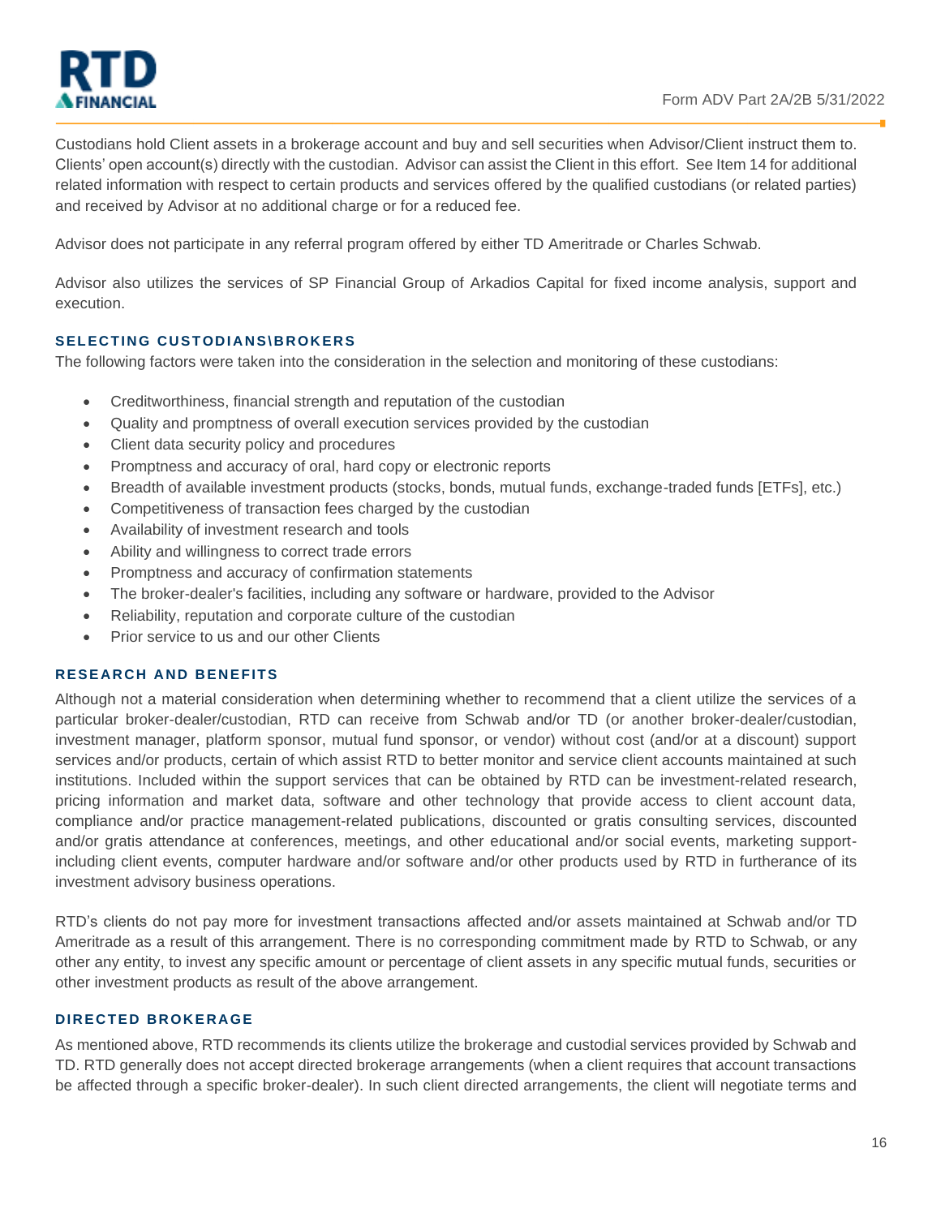Custodians hold Client assets in a brokerage account and buy and sell securities when Advisor/Client instruct them to. Clients' open account(s) directly with the custodian. Advisor can assist the Client in this effort. See Item 14 for additional related information with respect to certain products and services offered by the qualified custodians (or related parties) and received by Advisor at no additional charge or for a reduced fee.

Advisor does not participate in any referral program offered by either TD Ameritrade or Charles Schwab.

Advisor also utilizes the services of SP Financial Group of Arkadios Capital for fixed income analysis, support and execution.

### SELECTING CUSTODIANS\BROKERS

The following factors were taken into the consideration in the selection and monitoring of these custodians:

- Creditworthiness, financial strength and reputation of the custodian
- Quality and promptness of overall execution services provided by the custodian
- Client data security policy and procedures
- Promptness and accuracy of oral, hard copy or electronic reports
- Breadth of available investment products (stocks, bonds, mutual funds, exchange-traded funds [ETFs], etc.)
- Competitiveness of transaction fees charged by the custodian
- Availability of investment research and tools
- Ability and willingness to correct trade errors
- Promptness and accuracy of confirmation statements
- The broker-dealer's facilities, including any software or hardware, provided to the Advisor
- Reliability, reputation and corporate culture of the custodian
- Prior service to us and our other Clients

### RESEARCH AND BENEFITS

Although not a material consideration when determining whether to recommend that a client utilize the services of a particular broker-dealer/custodian, RTD can receive from Schwab and/or TD (or another broker-dealer/custodian, investment manager, platform sponsor, mutual fund sponsor, or vendor) without cost (and/or at a discount) support services and/or products, certain of which assist RTD to better monitor and service client accounts maintained at such institutions. Included within the support services that can be obtained by RTD can be investment-related research, pricing information and market data, software and other technology that provide access to client account data, compliance and/or practice management-related publications, discounted or gratis consulting services, discounted and/or gratis attendance at conferences, meetings, and other educational and/or social events, marketing support-including client events, computer hardware and/or software and/or other products used by RTD in furtherance of its investment advisory business operations.

RTD's clients do not pay more for investment transactions affected and/or assets maintained at Schwab and/or TD Ameritrade as a result of this arrangement. There is no corresponding commitment made by RTD to Schwab, or any other any entity, to invest any specific amount or percentage of client assets in any specific mutual funds, securities or other investment products as result of the above arrangement.

### DIRECTED BROKERAGE

As mentioned above, RTD recommends its clients utilize the brokerage and custodial services provided by Schwab and TD. RTD generally does not accept directed brokerage arrangements (when a client requires that account transactions be affected through a specific broker-dealer). In such client directed arrangements, the client will negotiate terms and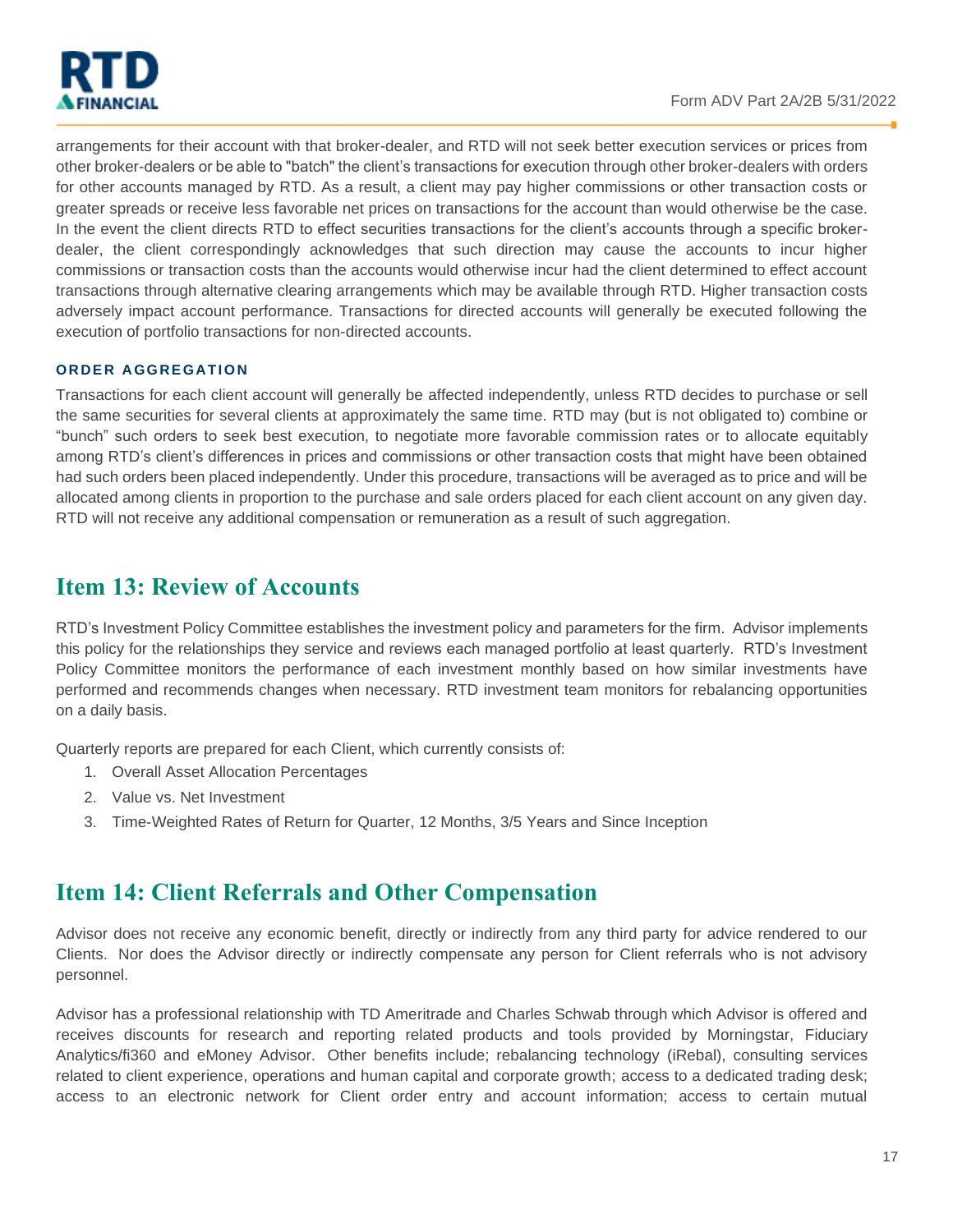arrangements for their account with that broker-dealer, and RTD will not seek better execution services or prices from other broker-dealers or be able to "batch" the client's transactions for execution through other broker-dealers with orders for other accounts managed by RTD. As a result, a client may pay higher commissions or other transaction costs or greater spreads or receive less favorable net prices on transactions for the account than would otherwise be the case. In the event the client directs RTD to effect securities transactions for the client's accounts through a specific broker-dealer, the client correspondingly acknowledges that such direction may cause the accounts to incur higher commissions or transaction costs than the accounts would otherwise incur had the client determined to effect account transactions through alternative clearing arrangements which may be available through RTD. Higher transaction costs adversely impact account performance. Transactions for directed accounts will generally be executed following the execution of portfolio transactions for non-directed accounts.

### ORDER AGGREGATION

Transactions for each client account will generally be affected independently, unless RTD decides to purchase or sell the same securities for several clients at approximately the same time. RTD may (but is not obligated to) combine or "bunch" such orders to seek best execution, to negotiate more favorable commission rates or to allocate equitably among RTD's client's differences in prices and commissions or other transaction costs that might have been obtained had such orders been placed independently. Under this procedure, transactions will be averaged as to price and will be allocated among clients in proportion to the purchase and sale orders placed for each client account on any given day. RTD will not receive any additional compensation or remuneration as a result of such aggregation.

## Item 13: Review of Accounts

RTD's Investment Policy Committee establishes the investment policy and parameters for the firm. Advisor implements this policy for the relationships they service and reviews each managed portfolio at least quarterly. RTD's Investment Policy Committee monitors the performance of each investment monthly based on how similar investments have performed and recommends changes when necessary. RTD investment team monitors for rebalancing opportunities on a daily basis.

Quarterly reports are prepared for each Client, which currently consists of:

1. Overall Asset Allocation Percentages
2. Value vs. Net Investment
3. Time-Weighted Rates of Return for Quarter, 12 Months, 3/5 Years and Since Inception

## Item 14: Client Referrals and Other Compensation

Advisor does not receive any economic benefit, directly or indirectly from any third party for advice rendered to our Clients. Nor does the Advisor directly or indirectly compensate any person for Client referrals who is not advisory personnel.

Advisor has a professional relationship with TD Ameritrade and Charles Schwab through which Advisor is offered and receives discounts for research and reporting related products and tools provided by Morningstar, Fiduciary Analytics/fi360 and eMoney Advisor. Other benefits include; rebalancing technology (iRebal), consulting services related to client experience, operations and human capital and corporate growth; access to a dedicated trading desk; access to an electronic network for Client order entry and account information; access to certain mutual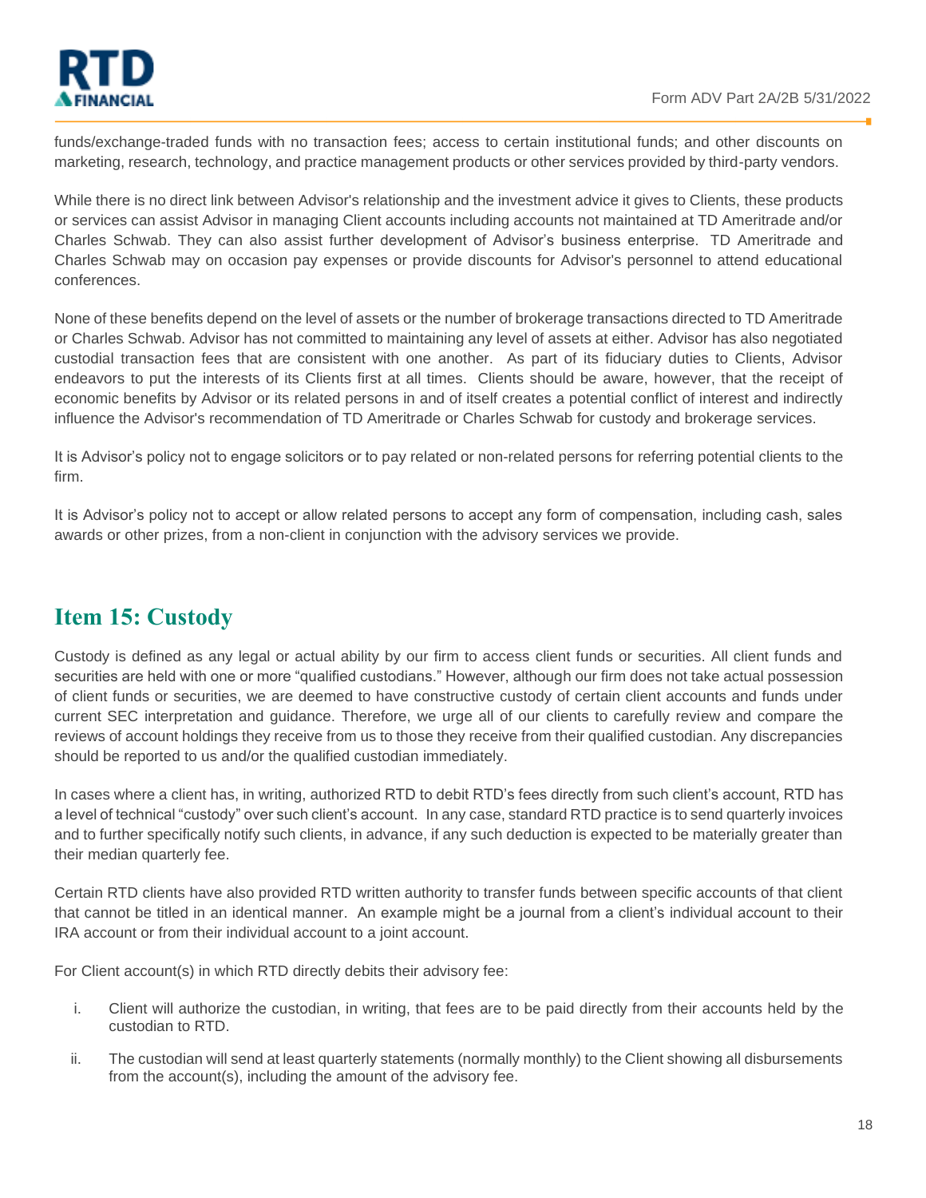funds/exchange-traded funds with no transaction fees; access to certain institutional funds; and other discounts on marketing, research, technology, and practice management products or other services provided by third-party vendors.

While there is no direct link between Advisor's relationship and the investment advice it gives to Clients, these products or services can assist Advisor in managing Client accounts including accounts not maintained at TD Ameritrade and/or Charles Schwab. They can also assist further development of Advisor's business enterprise. TD Ameritrade and Charles Schwab may on occasion pay expenses or provide discounts for Advisor's personnel to attend educational conferences.

None of these benefits depend on the level of assets or the number of brokerage transactions directed to TD Ameritrade or Charles Schwab. Advisor has not committed to maintaining any level of assets at either. Advisor has also negotiated custodial transaction fees that are consistent with one another. As part of its fiduciary duties to Clients, Advisor endeavors to put the interests of its Clients first at all times. Clients should be aware, however, that the receipt of economic benefits by Advisor or its related persons in and of itself creates a potential conflict of interest and indirectly influence the Advisor's recommendation of TD Ameritrade or Charles Schwab for custody and brokerage services.

It is Advisor's policy not to engage solicitors or to pay related or non-related persons for referring potential clients to the firm.

It is Advisor's policy not to accept or allow related persons to accept any form of compensation, including cash, sales awards or other prizes, from a non-client in conjunction with the advisory services we provide.

## Item 15: Custody

Custody is defined as any legal or actual ability by our firm to access client funds or securities. All client funds and securities are held with one or more "qualified custodians." However, although our firm does not take actual possession of client funds or securities, we are deemed to have constructive custody of certain client accounts and funds under current SEC interpretation and guidance. Therefore, we urge all of our clients to carefully review and compare the reviews of account holdings they receive from us to those they receive from their qualified custodian. Any discrepancies should be reported to us and/or the qualified custodian immediately.

In cases where a client has, in writing, authorized RTD to debit RTD's fees directly from such client's account, RTD has a level of technical "custody" over such client's account. In any case, standard RTD practice is to send quarterly invoices and to further specifically notify such clients, in advance, if any such deduction is expected to be materially greater than their median quarterly fee.

Certain RTD clients have also provided RTD written authority to transfer funds between specific accounts of that client that cannot be titled in an identical manner. An example might be a journal from a client's individual account to their IRA account or from their individual account to a joint account.

For Client account(s) in which RTD directly debits their advisory fee:

i. Client will authorize the custodian, in writing, that fees are to be paid directly from their accounts held by the custodian to RTD.

ii. The custodian will send at least quarterly statements (normally monthly) to the Client showing all disbursements from the account(s), including the amount of the advisory fee.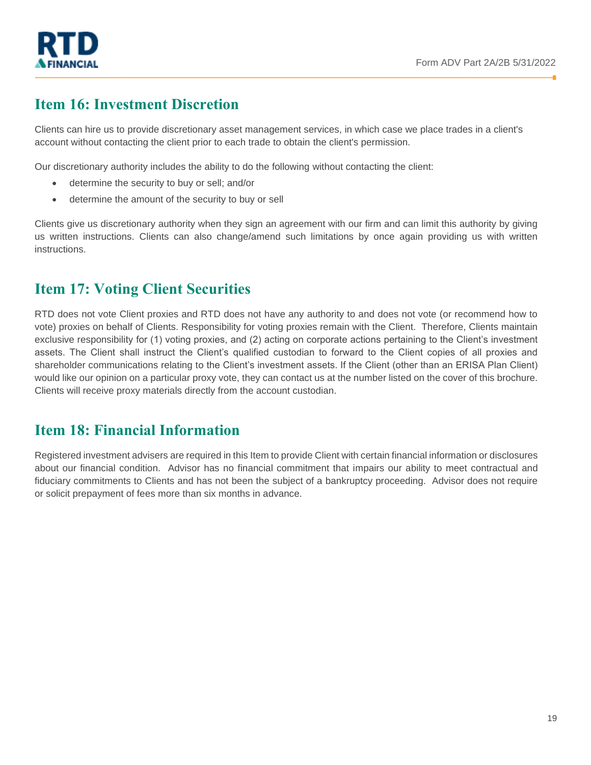## Item 16: Investment Discretion

Clients can hire us to provide discretionary asset management services, in which case we place trades in a client's account without contacting the client prior to each trade to obtain the client's permission.

Our discretionary authority includes the ability to do the following without contacting the client:

- determine the security to buy or sell; and/or
- determine the amount of the security to buy or sell

Clients give us discretionary authority when they sign an agreement with our firm and can limit this authority by giving us written instructions. Clients can also change/amend such limitations by once again providing us with written instructions.

## Item 17: Voting Client Securities

RTD does not vote Client proxies and RTD does not have any authority to and does not vote (or recommend how to vote) proxies on behalf of Clients. Responsibility for voting proxies remain with the Client. Therefore, Clients maintain exclusive responsibility for (1) voting proxies, and (2) acting on corporate actions pertaining to the Client's investment assets. The Client shall instruct the Client's qualified custodian to forward to the Client copies of all proxies and shareholder communications relating to the Client's investment assets. If the Client (other than an ERISA Plan Client) would like our opinion on a particular proxy vote, they can contact us at the number listed on the cover of this brochure. Clients will receive proxy materials directly from the account custodian.

## Item 18: Financial Information

Registered investment advisers are required in this Item to provide Client with certain financial information or disclosures about our financial condition. Advisor has no financial commitment that impairs our ability to meet contractual and fiduciary commitments to Clients and has not been the subject of a bankruptcy proceeding. Advisor does not require or solicit prepayment of fees more than six months in advance.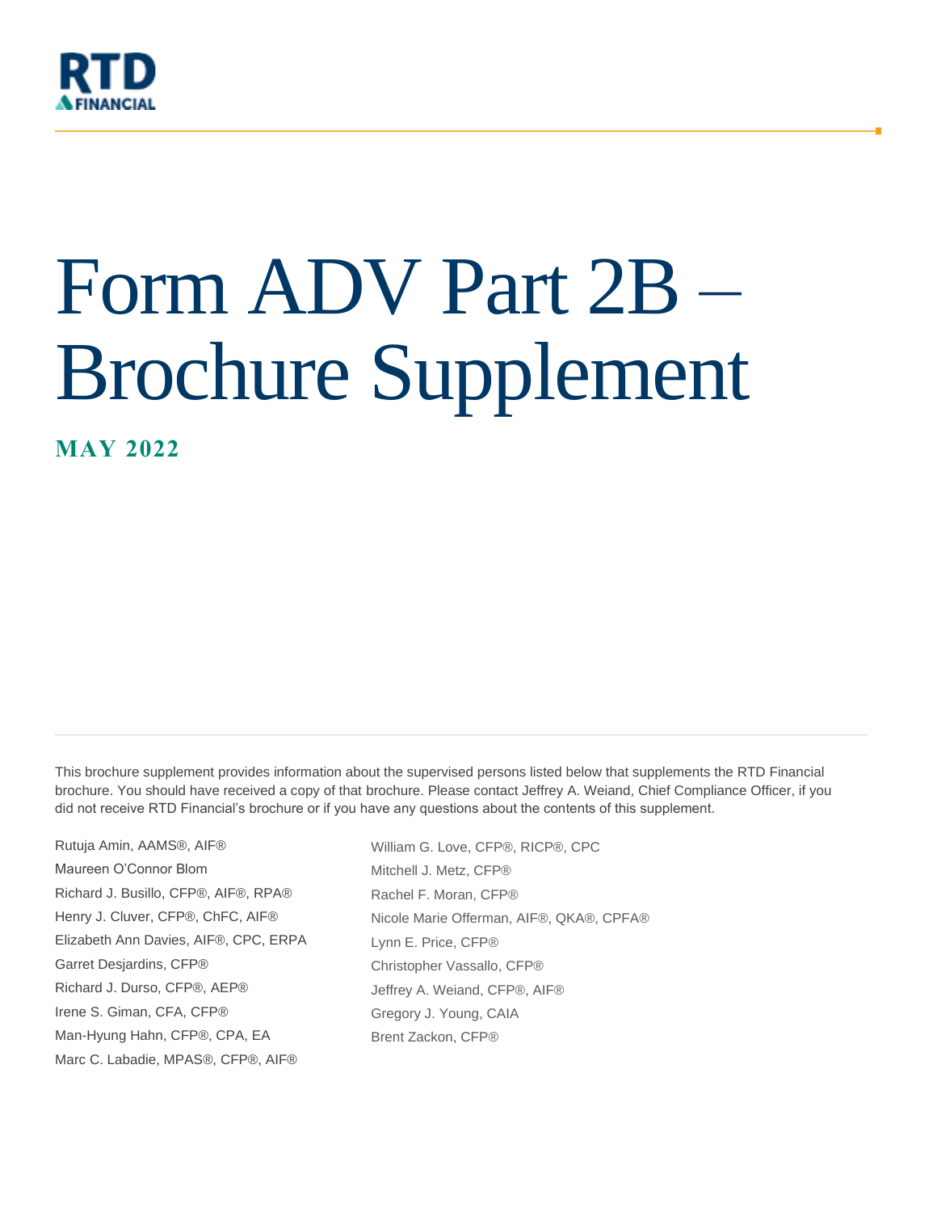RTD FINANCIAL

# Form ADV Part 2B – Brochure Supplement

**MAY 2022**

This brochure supplement provides information about the supervised persons listed below that supplements the RTD Financial brochure. You should have received a copy of that brochure. Please contact Jeffrey A. Weiand, Chief Compliance Officer, if you did not receive RTD Financial's brochure or if you have any questions about the contents of this supplement.

Rutuja Amin, AAMS®, AIF®
Maureen O'Connor Blom
Richard J. Busillo, CFP®, AIF®, RPA®
Henry J. Cluver, CFP®, ChFC, AIF®
Elizabeth Ann Davies, AIF®, CPC, ERPA
Garret Desjardins, CFP®
Richard J. Durso, CFP®, AEP®
Irene S. Giman, CFA, CFP®
Man-Hyung Hahn, CFP®, CPA, EA
Marc C. Labadie, MPAS®, CFP®, AIF®
William G. Love, CFP®, RICP®, CPC
Mitchell J. Metz, CFP®
Rachel F. Moran, CFP®
Nicole Marie Offerman, AIF®, QKA®, CPFA®
Lynn E. Price, CFP®
Christopher Vassallo, CFP®
Jeffrey A. Weiand, CFP®, AIF®
Gregory J. Young, CAIA
Brent Zackon, CFP®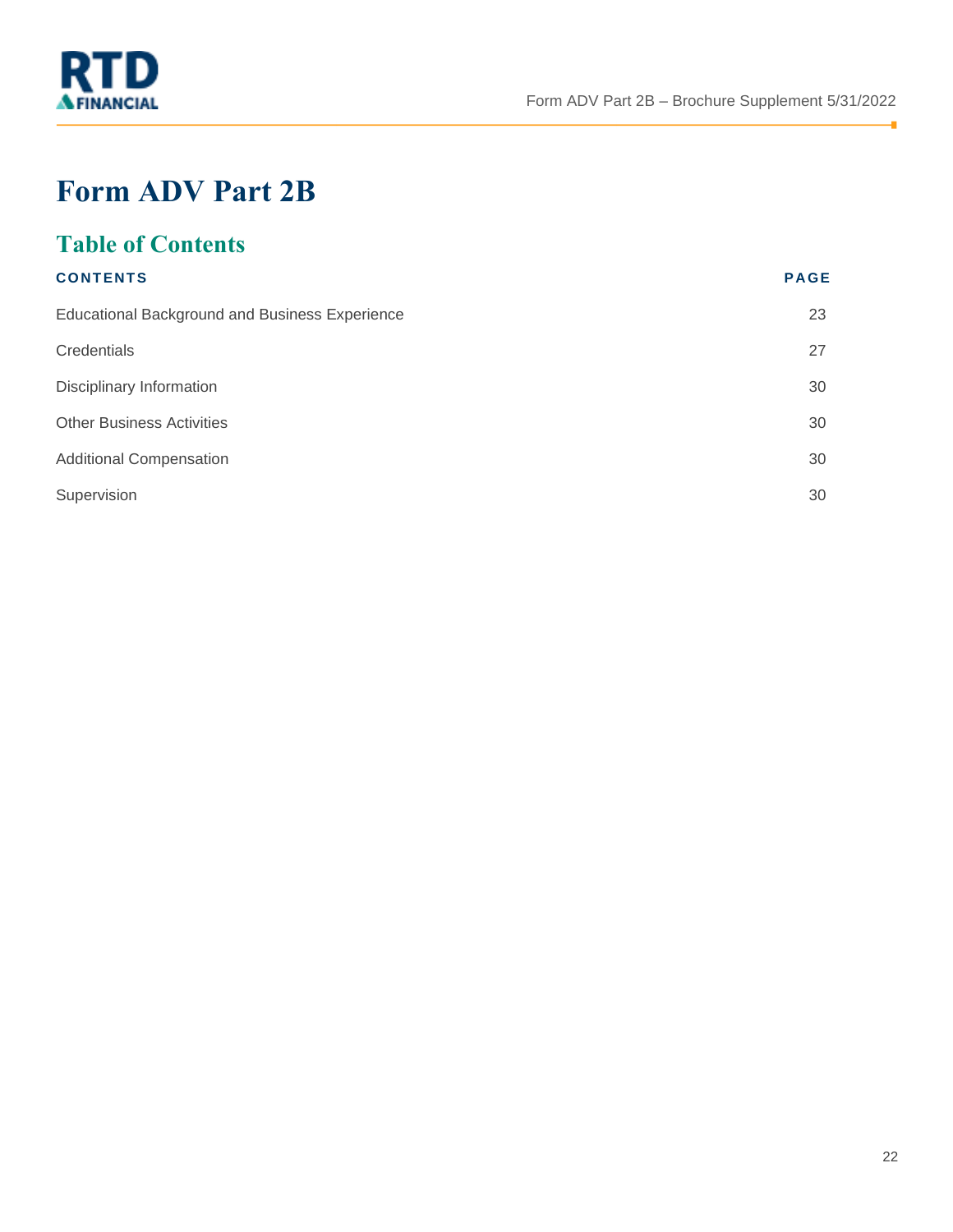# Form ADV Part 2B

## Table of Contents

| CONTENTS | PAGE |
|---|---|
| Educational Background and Business Experience | 23 |
| Credentials | 27 |
| Disciplinary Information | 30 |
| Other Business Activities | 30 |
| Additional Compensation | 30 |
| Supervision | 30 |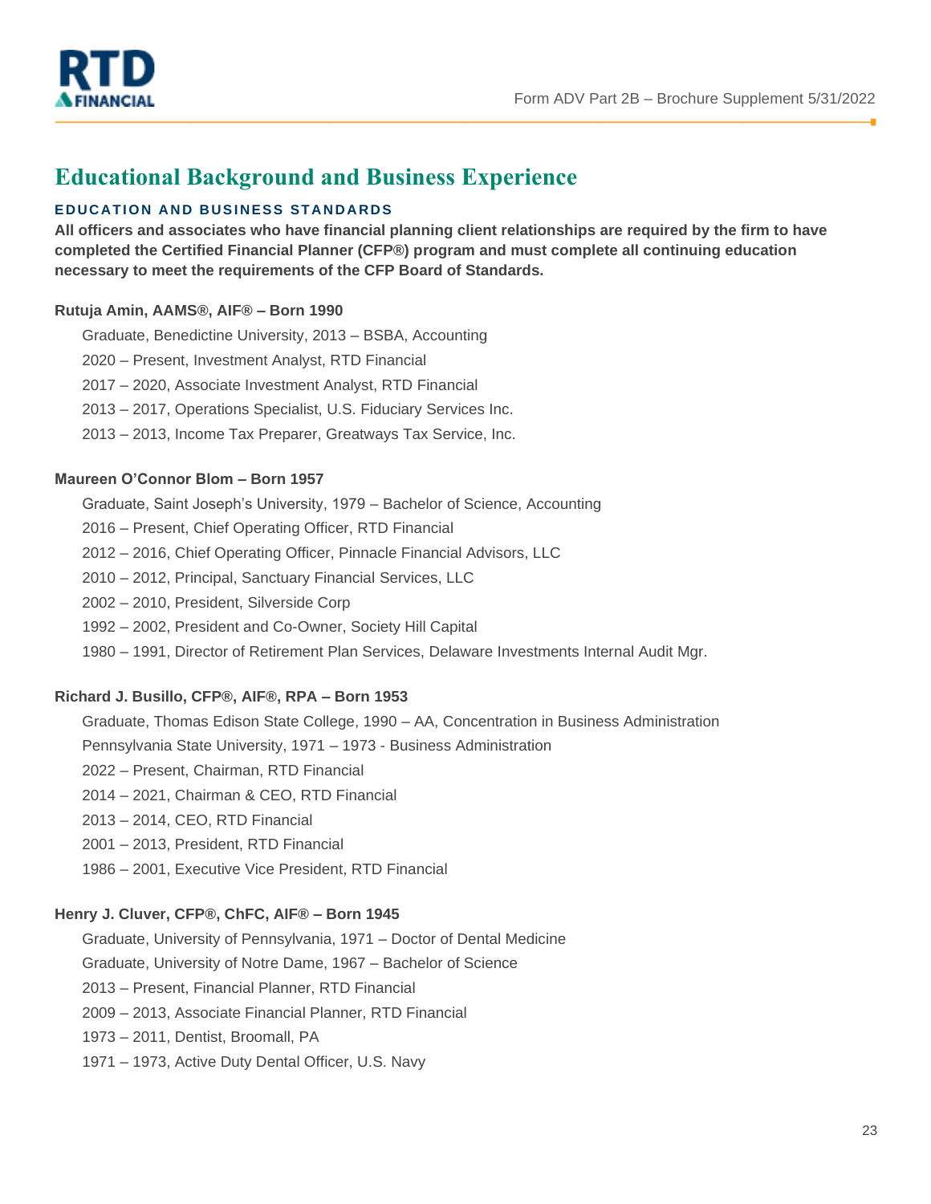# Educational Background and Business Experience

### EDUCATION AND BUSINESS STANDARDS

**All officers and associates who have financial planning client relationships are required by the firm to have completed the Certified Financial Planner (CFP®) program and must complete all continuing education necessary to meet the requirements of the CFP Board of Standards.**

**Rutuja Amin, AAMS®, AIF® – Born 1990**

Graduate, Benedictine University, 2013 – BSBA, Accounting

2020 – Present, Investment Analyst, RTD Financial

2017 – 2020, Associate Investment Analyst, RTD Financial

2013 – 2017, Operations Specialist, U.S. Fiduciary Services Inc.

2013 – 2013, Income Tax Preparer, Greatways Tax Service, Inc.

**Maureen O'Connor Blom – Born 1957**

Graduate, Saint Joseph's University, 1979 – Bachelor of Science, Accounting

2016 – Present, Chief Operating Officer, RTD Financial

2012 – 2016, Chief Operating Officer, Pinnacle Financial Advisors, LLC

2010 – 2012, Principal, Sanctuary Financial Services, LLC

2002 – 2010, President, Silverside Corp

1992 – 2002, President and Co-Owner, Society Hill Capital

1980 – 1991, Director of Retirement Plan Services, Delaware Investments Internal Audit Mgr.

**Richard J. Busillo, CFP®, AIF®, RPA – Born 1953**

Graduate, Thomas Edison State College, 1990 – AA, Concentration in Business Administration

Pennsylvania State University, 1971 – 1973 - Business Administration

2022 – Present, Chairman, RTD Financial

2014 – 2021, Chairman & CEO, RTD Financial

2013 – 2014, CEO, RTD Financial

2001 – 2013, President, RTD Financial

1986 – 2001, Executive Vice President, RTD Financial

**Henry J. Cluver, CFP®, ChFC, AIF® – Born 1945**

Graduate, University of Pennsylvania, 1971 – Doctor of Dental Medicine

Graduate, University of Notre Dame, 1967 – Bachelor of Science

2013 – Present, Financial Planner, RTD Financial

2009 – 2013, Associate Financial Planner, RTD Financial

1973 – 2011, Dentist, Broomall, PA

1971 – 1973, Active Duty Dental Officer, U.S. Navy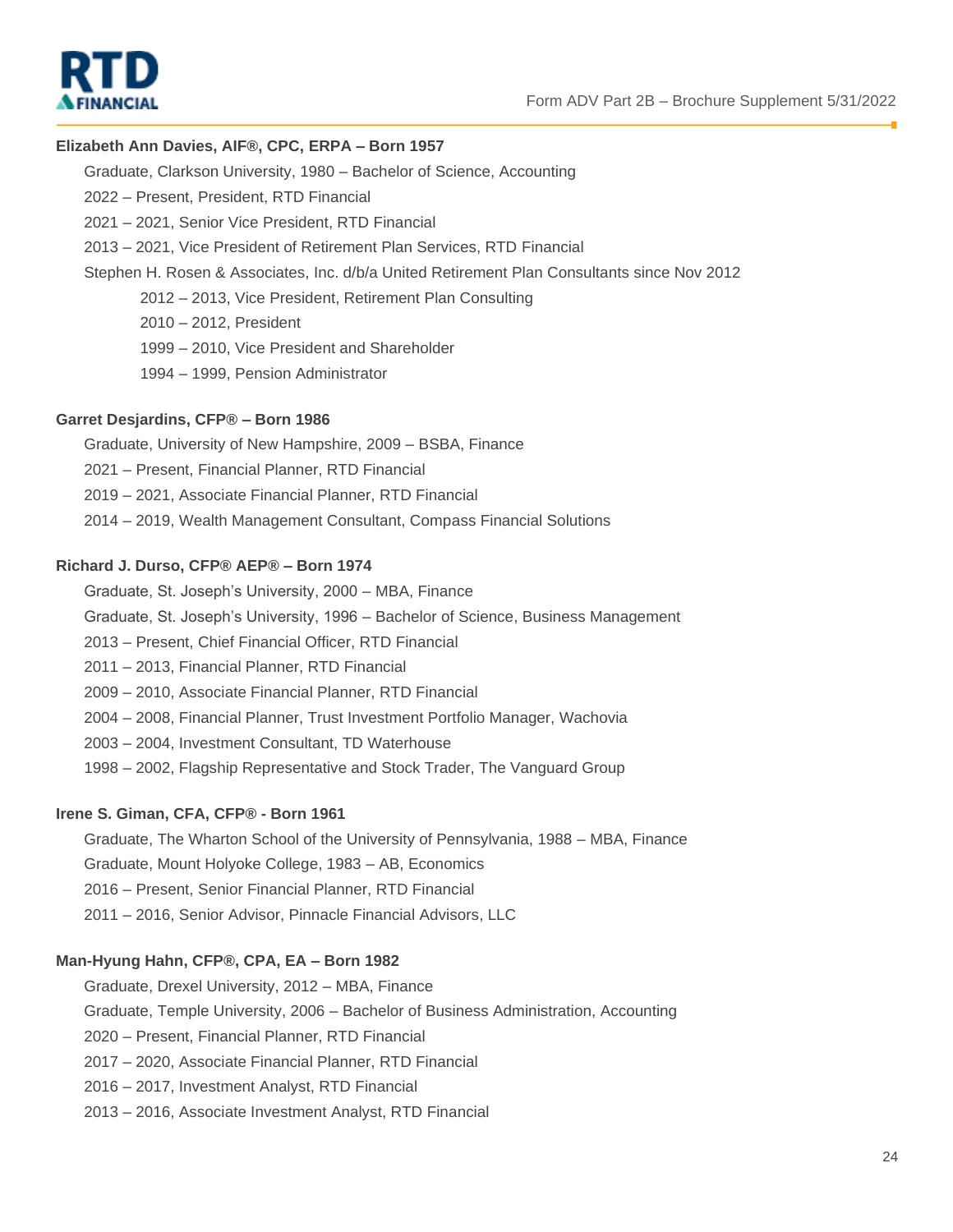**Elizabeth Ann Davies, AIF®, CPC, ERPA – Born 1957**

- Graduate, Clarkson University, 1980 – Bachelor of Science, Accounting
- 2022 – Present, President, RTD Financial
- 2021 – 2021, Senior Vice President, RTD Financial
- 2013 – 2021, Vice President of Retirement Plan Services, RTD Financial
- Stephen H. Rosen & Associates, Inc. d/b/a United Retirement Plan Consultants since Nov 2012
    - 2012 – 2013, Vice President, Retirement Plan Consulting
    - 2010 – 2012, President
    - 1999 – 2010, Vice President and Shareholder
    - 1994 – 1999, Pension Administrator

**Garret Desjardins, CFP® – Born 1986**

- Graduate, University of New Hampshire, 2009 – BSBA, Finance
- 2021 – Present, Financial Planner, RTD Financial
- 2019 – 2021, Associate Financial Planner, RTD Financial
- 2014 – 2019, Wealth Management Consultant, Compass Financial Solutions

**Richard J. Durso, CFP® AEP® – Born 1974**

- Graduate, St. Joseph's University, 2000 – MBA, Finance
- Graduate, St. Joseph's University, 1996 – Bachelor of Science, Business Management
- 2013 – Present, Chief Financial Officer, RTD Financial
- 2011 – 2013, Financial Planner, RTD Financial
- 2009 – 2010, Associate Financial Planner, RTD Financial
- 2004 – 2008, Financial Planner, Trust Investment Portfolio Manager, Wachovia
- 2003 – 2004, Investment Consultant, TD Waterhouse
- 1998 – 2002, Flagship Representative and Stock Trader, The Vanguard Group

**Irene S. Giman, CFA, CFP® - Born 1961**

- Graduate, The Wharton School of the University of Pennsylvania, 1988 – MBA, Finance
- Graduate, Mount Holyoke College, 1983 – AB, Economics
- 2016 – Present, Senior Financial Planner, RTD Financial
- 2011 – 2016, Senior Advisor, Pinnacle Financial Advisors, LLC

**Man-Hyung Hahn, CFP®, CPA, EA – Born 1982**

- Graduate, Drexel University, 2012 – MBA, Finance
- Graduate, Temple University, 2006 – Bachelor of Business Administration, Accounting
- 2020 – Present, Financial Planner, RTD Financial
- 2017 – 2020, Associate Financial Planner, RTD Financial
- 2016 – 2017, Investment Analyst, RTD Financial
- 2013 – 2016, Associate Investment Analyst, RTD Financial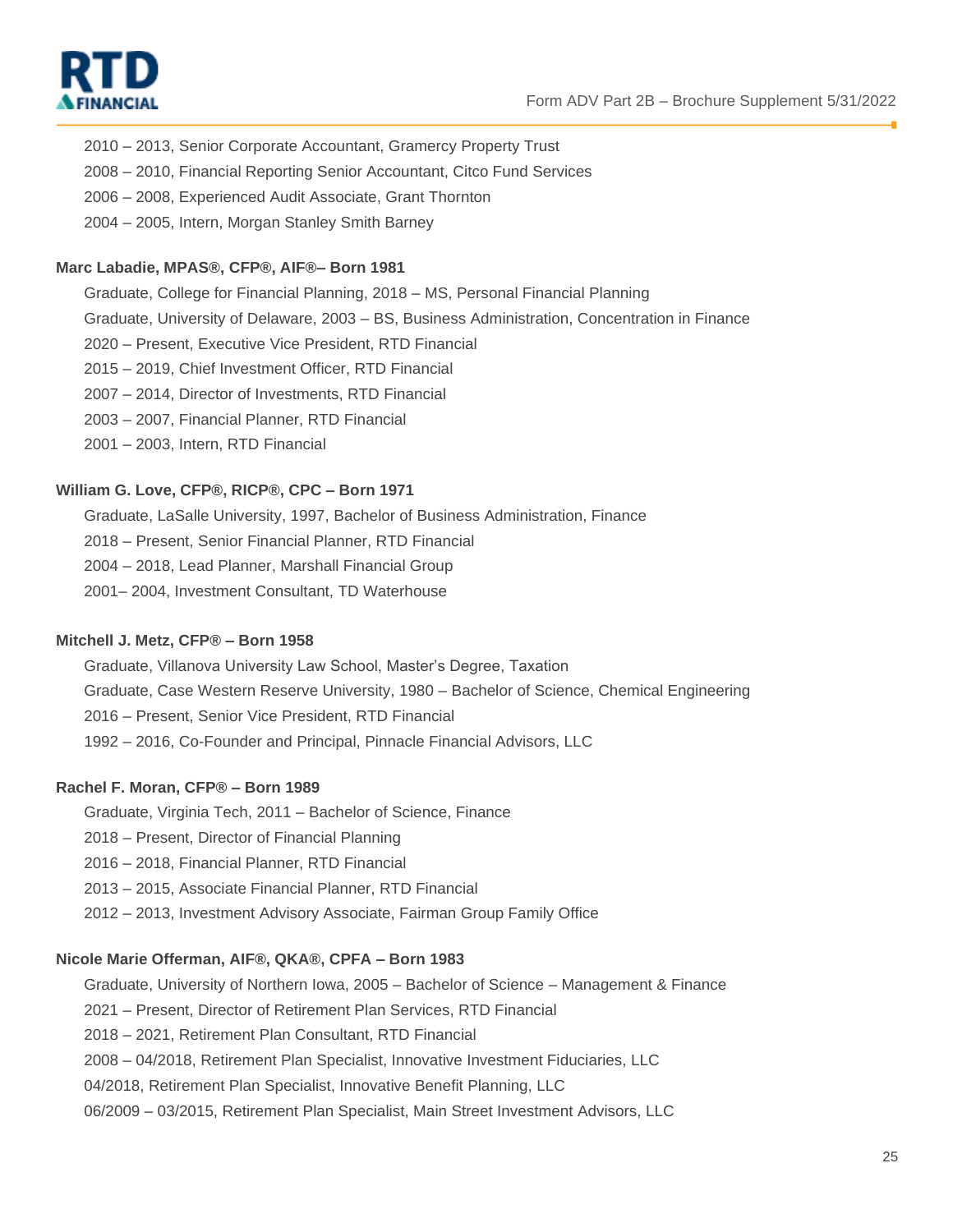2010 – 2013, Senior Corporate Accountant, Gramercy Property Trust

2008 – 2010, Financial Reporting Senior Accountant, Citco Fund Services

2006 – 2008, Experienced Audit Associate, Grant Thornton

2004 – 2005, Intern, Morgan Stanley Smith Barney

**Marc Labadie, MPAS®, CFP®, AIF®– Born 1981**

Graduate, College for Financial Planning, 2018 – MS, Personal Financial Planning

Graduate, University of Delaware, 2003 – BS, Business Administration, Concentration in Finance

2020 – Present, Executive Vice President, RTD Financial

2015 – 2019, Chief Investment Officer, RTD Financial

2007 – 2014, Director of Investments, RTD Financial

2003 – 2007, Financial Planner, RTD Financial

2001 – 2003, Intern, RTD Financial

**William G. Love, CFP®, RICP®, CPC – Born 1971**

Graduate, LaSalle University, 1997, Bachelor of Business Administration, Finance

2018 – Present, Senior Financial Planner, RTD Financial

2004 – 2018, Lead Planner, Marshall Financial Group

2001– 2004, Investment Consultant, TD Waterhouse

**Mitchell J. Metz, CFP® – Born 1958**

Graduate, Villanova University Law School, Master's Degree, Taxation

Graduate, Case Western Reserve University, 1980 – Bachelor of Science, Chemical Engineering

2016 – Present, Senior Vice President, RTD Financial

1992 – 2016, Co-Founder and Principal, Pinnacle Financial Advisors, LLC

**Rachel F. Moran, CFP® – Born 1989**

Graduate, Virginia Tech, 2011 – Bachelor of Science, Finance

2018 – Present, Director of Financial Planning

2016 – 2018, Financial Planner, RTD Financial

2013 – 2015, Associate Financial Planner, RTD Financial

2012 – 2013, Investment Advisory Associate, Fairman Group Family Office

**Nicole Marie Offerman, AIF®, QKA®, CPFA – Born 1983**

Graduate, University of Northern Iowa, 2005 – Bachelor of Science – Management & Finance

2021 – Present, Director of Retirement Plan Services, RTD Financial

2018 – 2021, Retirement Plan Consultant, RTD Financial

2008 – 04/2018, Retirement Plan Specialist, Innovative Investment Fiduciaries, LLC

04/2018, Retirement Plan Specialist, Innovative Benefit Planning, LLC

06/2009 – 03/2015, Retirement Plan Specialist, Main Street Investment Advisors, LLC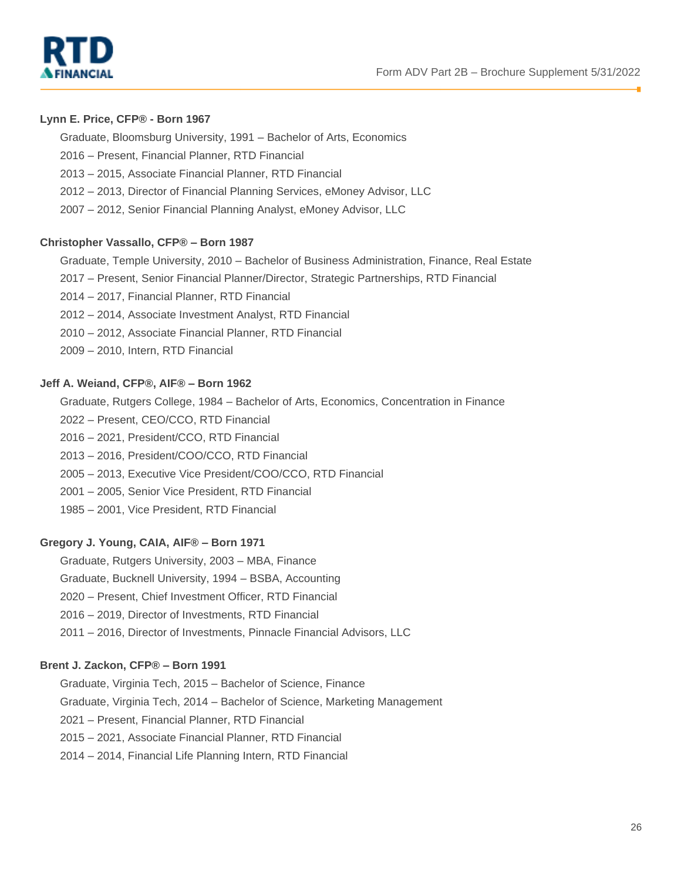**Lynn E. Price, CFP® - Born 1967**

Graduate, Bloomsburg University, 1991 – Bachelor of Arts, Economics
2016 – Present, Financial Planner, RTD Financial
2013 – 2015, Associate Financial Planner, RTD Financial
2012 – 2013, Director of Financial Planning Services, eMoney Advisor, LLC
2007 – 2012, Senior Financial Planning Analyst, eMoney Advisor, LLC

**Christopher Vassallo, CFP® – Born 1987**

Graduate, Temple University, 2010 – Bachelor of Business Administration, Finance, Real Estate
2017 – Present, Senior Financial Planner/Director, Strategic Partnerships, RTD Financial
2014 – 2017, Financial Planner, RTD Financial
2012 – 2014, Associate Investment Analyst, RTD Financial
2010 – 2012, Associate Financial Planner, RTD Financial
2009 – 2010, Intern, RTD Financial

**Jeff A. Weiand, CFP®, AIF® – Born 1962**

Graduate, Rutgers College, 1984 – Bachelor of Arts, Economics, Concentration in Finance
2022 – Present, CEO/CCO, RTD Financial
2016 – 2021, President/CCO, RTD Financial
2013 – 2016, President/COO/CCO, RTD Financial
2005 – 2013, Executive Vice President/COO/CCO, RTD Financial
2001 – 2005, Senior Vice President, RTD Financial
1985 – 2001, Vice President, RTD Financial

**Gregory J. Young, CAIA, AIF® – Born 1971**

Graduate, Rutgers University, 2003 – MBA, Finance
Graduate, Bucknell University, 1994 – BSBA, Accounting
2020 – Present, Chief Investment Officer, RTD Financial
2016 – 2019, Director of Investments, RTD Financial
2011 – 2016, Director of Investments, Pinnacle Financial Advisors, LLC

**Brent J. Zackon, CFP® – Born 1991**

Graduate, Virginia Tech, 2015 – Bachelor of Science, Finance
Graduate, Virginia Tech, 2014 – Bachelor of Science, Marketing Management
2021 – Present, Financial Planner, RTD Financial
2015 – 2021, Associate Financial Planner, RTD Financial
2014 – 2014, Financial Life Planning Intern, RTD Financial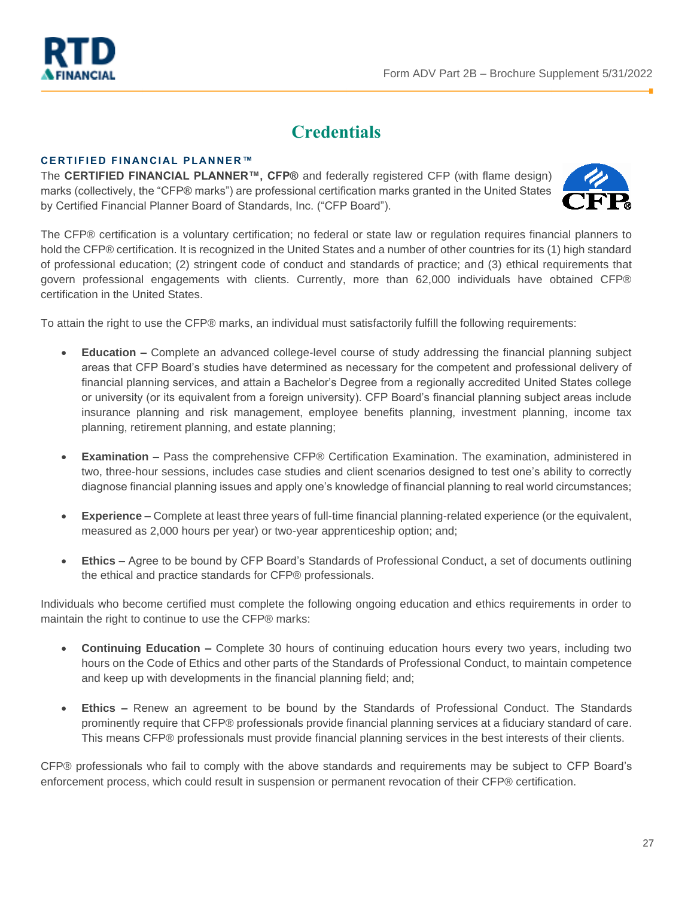# Credentials

### CERTIFIED FINANCIAL PLANNER™

The **CERTIFIED FINANCIAL PLANNER™, CFP®** and federally registered CFP (with flame design) marks (collectively, the "CFP® marks") are professional certification marks granted in the United States by Certified Financial Planner Board of Standards, Inc. ("CFP Board").

The CFP® certification is a voluntary certification; no federal or state law or regulation requires financial planners to hold the CFP® certification. It is recognized in the United States and a number of other countries for its (1) high standard of professional education; (2) stringent code of conduct and standards of practice; and (3) ethical requirements that govern professional engagements with clients. Currently, more than 62,000 individuals have obtained CFP® certification in the United States.

To attain the right to use the CFP® marks, an individual must satisfactorily fulfill the following requirements:

- **Education –** Complete an advanced college-level course of study addressing the financial planning subject areas that CFP Board's studies have determined as necessary for the competent and professional delivery of financial planning services, and attain a Bachelor's Degree from a regionally accredited United States college or university (or its equivalent from a foreign university). CFP Board's financial planning subject areas include insurance planning and risk management, employee benefits planning, investment planning, income tax planning, retirement planning, and estate planning;

- **Examination –** Pass the comprehensive CFP® Certification Examination. The examination, administered in two, three-hour sessions, includes case studies and client scenarios designed to test one's ability to correctly diagnose financial planning issues and apply one's knowledge of financial planning to real world circumstances;

- **Experience –** Complete at least three years of full-time financial planning-related experience (or the equivalent, measured as 2,000 hours per year) or two-year apprenticeship option; and;

- **Ethics –** Agree to be bound by CFP Board's Standards of Professional Conduct, a set of documents outlining the ethical and practice standards for CFP® professionals.

Individuals who become certified must complete the following ongoing education and ethics requirements in order to maintain the right to continue to use the CFP® marks:

- **Continuing Education –** Complete 30 hours of continuing education hours every two years, including two hours on the Code of Ethics and other parts of the Standards of Professional Conduct, to maintain competence and keep up with developments in the financial planning field; and;

- **Ethics –** Renew an agreement to be bound by the Standards of Professional Conduct. The Standards prominently require that CFP® professionals provide financial planning services at a fiduciary standard of care. This means CFP® professionals must provide financial planning services in the best interests of their clients.

CFP® professionals who fail to comply with the above standards and requirements may be subject to CFP Board's enforcement process, which could result in suspension or permanent revocation of their CFP® certification.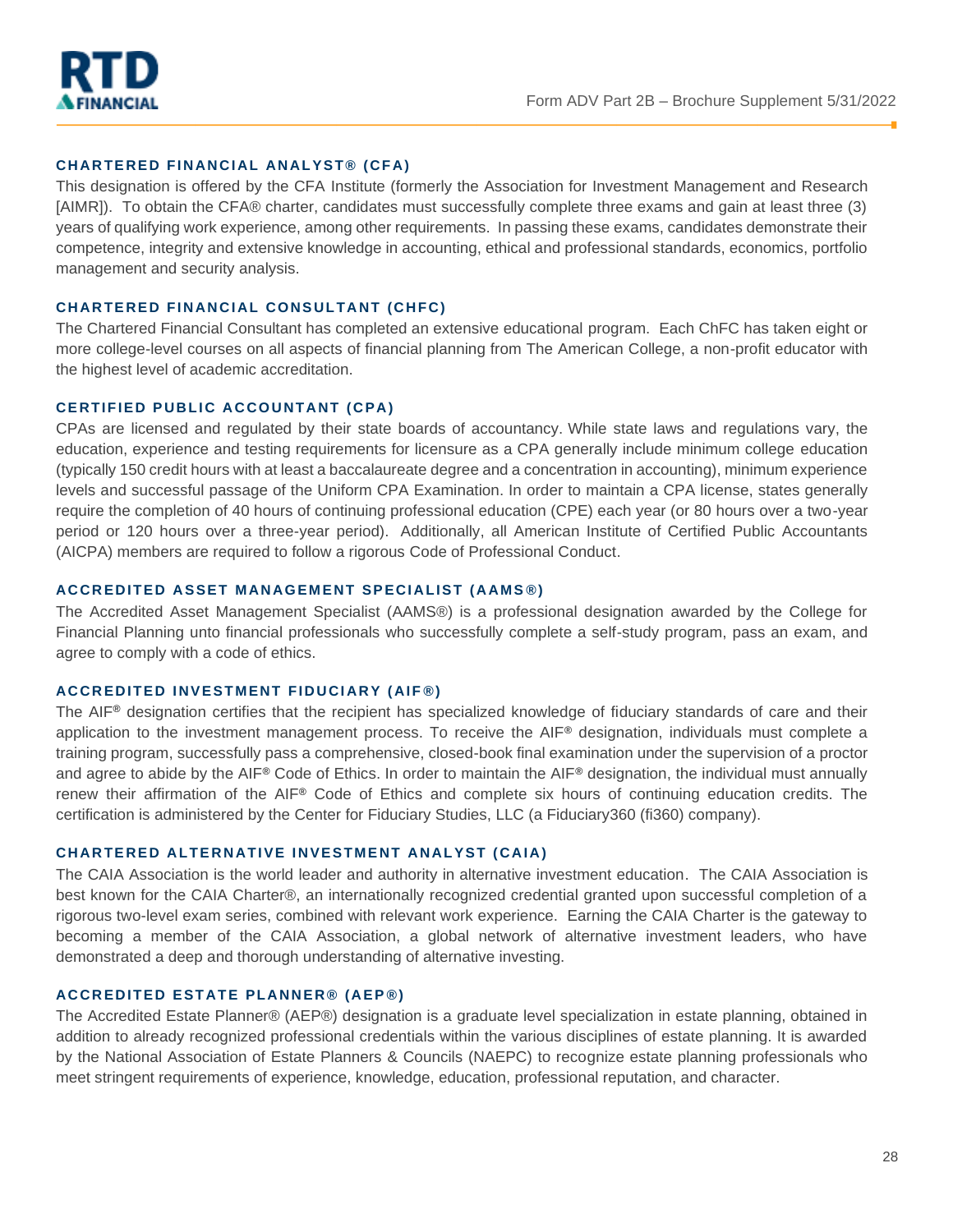### CHARTERED FINANCIAL ANALYST® (CFA)

This designation is offered by the CFA Institute (formerly the Association for Investment Management and Research [AIMR]). To obtain the CFA® charter, candidates must successfully complete three exams and gain at least three (3) years of qualifying work experience, among other requirements. In passing these exams, candidates demonstrate their competence, integrity and extensive knowledge in accounting, ethical and professional standards, economics, portfolio management and security analysis.

### CHARTERED FINANCIAL CONSULTANT (CHFC)

The Chartered Financial Consultant has completed an extensive educational program. Each ChFC has taken eight or more college-level courses on all aspects of financial planning from The American College, a non-profit educator with the highest level of academic accreditation.

### CERTIFIED PUBLIC ACCOUNTANT (CPA)

CPAs are licensed and regulated by their state boards of accountancy. While state laws and regulations vary, the education, experience and testing requirements for licensure as a CPA generally include minimum college education (typically 150 credit hours with at least a baccalaureate degree and a concentration in accounting), minimum experience levels and successful passage of the Uniform CPA Examination. In order to maintain a CPA license, states generally require the completion of 40 hours of continuing professional education (CPE) each year (or 80 hours over a two-year period or 120 hours over a three-year period). Additionally, all American Institute of Certified Public Accountants (AICPA) members are required to follow a rigorous Code of Professional Conduct.

### ACCREDITED ASSET MANAGEMENT SPECIALIST (AAMS®)

The Accredited Asset Management Specialist (AAMS®) is a professional designation awarded by the College for Financial Planning unto financial professionals who successfully complete a self-study program, pass an exam, and agree to comply with a code of ethics.

### ACCREDITED INVESTMENT FIDUCIARY (AIF®)

The AIF® designation certifies that the recipient has specialized knowledge of fiduciary standards of care and their application to the investment management process. To receive the AIF® designation, individuals must complete a training program, successfully pass a comprehensive, closed-book final examination under the supervision of a proctor and agree to abide by the AIF® Code of Ethics. In order to maintain the AIF® designation, the individual must annually renew their affirmation of the AIF® Code of Ethics and complete six hours of continuing education credits. The certification is administered by the Center for Fiduciary Studies, LLC (a Fiduciary360 (fi360) company).

### CHARTERED ALTERNATIVE INVESTMENT ANALYST (CAIA)

The CAIA Association is the world leader and authority in alternative investment education. The CAIA Association is best known for the CAIA Charter®, an internationally recognized credential granted upon successful completion of a rigorous two-level exam series, combined with relevant work experience. Earning the CAIA Charter is the gateway to becoming a member of the CAIA Association, a global network of alternative investment leaders, who have demonstrated a deep and thorough understanding of alternative investing.

### ACCREDITED ESTATE PLANNER® (AEP®)

The Accredited Estate Planner® (AEP®) designation is a graduate level specialization in estate planning, obtained in addition to already recognized professional credentials within the various disciplines of estate planning. It is awarded by the National Association of Estate Planners & Councils (NAEPC) to recognize estate planning professionals who meet stringent requirements of experience, knowledge, education, professional reputation, and character.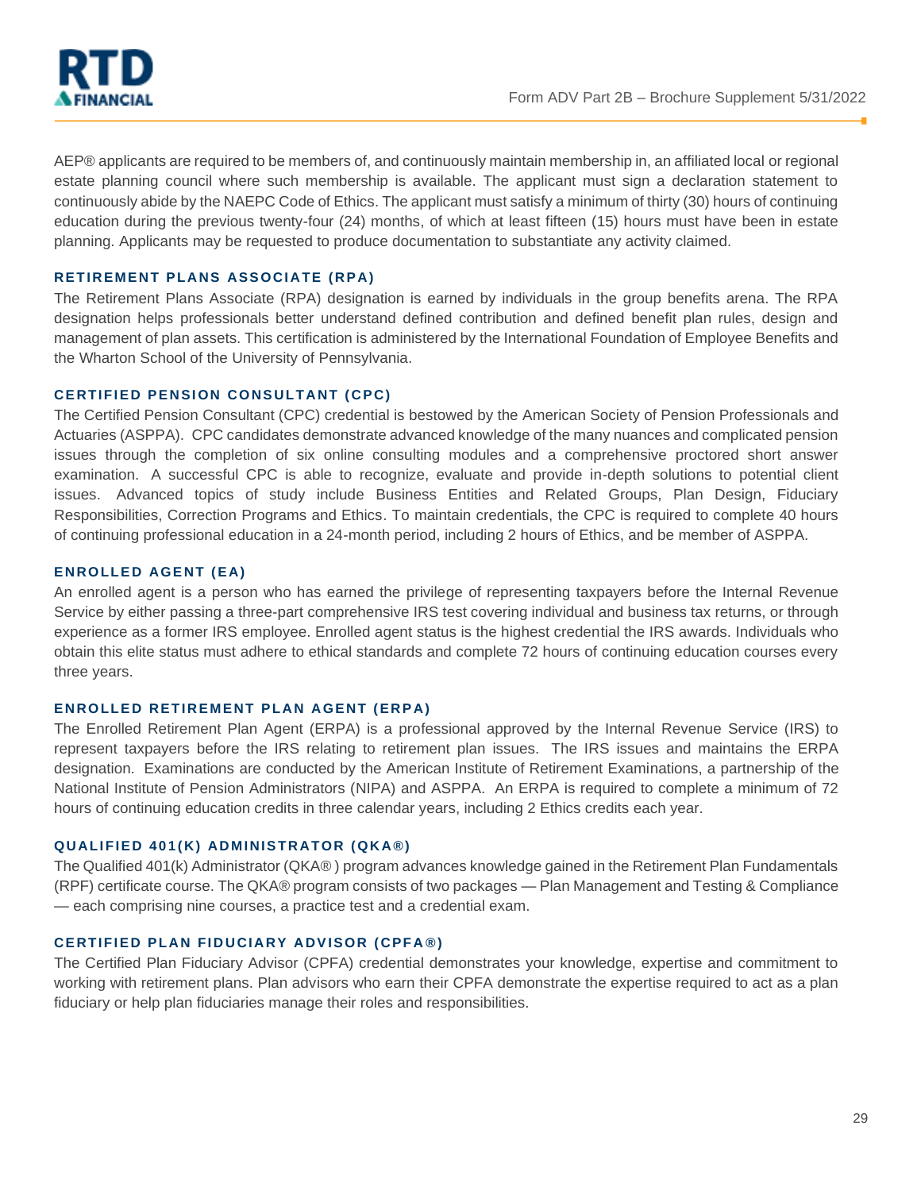AEP® applicants are required to be members of, and continuously maintain membership in, an affiliated local or regional estate planning council where such membership is available. The applicant must sign a declaration statement to continuously abide by the NAEPC Code of Ethics. The applicant must satisfy a minimum of thirty (30) hours of continuing education during the previous twenty-four (24) months, of which at least fifteen (15) hours must have been in estate planning. Applicants may be requested to produce documentation to substantiate any activity claimed.

### RETIREMENT PLANS ASSOCIATE (RPA)

The Retirement Plans Associate (RPA) designation is earned by individuals in the group benefits arena. The RPA designation helps professionals better understand defined contribution and defined benefit plan rules, design and management of plan assets. This certification is administered by the International Foundation of Employee Benefits and the Wharton School of the University of Pennsylvania.

### CERTIFIED PENSION CONSULTANT (CPC)

The Certified Pension Consultant (CPC) credential is bestowed by the American Society of Pension Professionals and Actuaries (ASPPA). CPC candidates demonstrate advanced knowledge of the many nuances and complicated pension issues through the completion of six online consulting modules and a comprehensive proctored short answer examination. A successful CPC is able to recognize, evaluate and provide in-depth solutions to potential client issues. Advanced topics of study include Business Entities and Related Groups, Plan Design, Fiduciary Responsibilities, Correction Programs and Ethics. To maintain credentials, the CPC is required to complete 40 hours of continuing professional education in a 24-month period, including 2 hours of Ethics, and be member of ASPPA.

### ENROLLED AGENT (EA)

An enrolled agent is a person who has earned the privilege of representing taxpayers before the Internal Revenue Service by either passing a three-part comprehensive IRS test covering individual and business tax returns, or through experience as a former IRS employee. Enrolled agent status is the highest credential the IRS awards. Individuals who obtain this elite status must adhere to ethical standards and complete 72 hours of continuing education courses every three years.

### ENROLLED RETIREMENT PLAN AGENT (ERPA)

The Enrolled Retirement Plan Agent (ERPA) is a professional approved by the Internal Revenue Service (IRS) to represent taxpayers before the IRS relating to retirement plan issues. The IRS issues and maintains the ERPA designation. Examinations are conducted by the American Institute of Retirement Examinations, a partnership of the National Institute of Pension Administrators (NIPA) and ASPPA. An ERPA is required to complete a minimum of 72 hours of continuing education credits in three calendar years, including 2 Ethics credits each year.

### QUALIFIED 401(K) ADMINISTRATOR (QKA®)

The Qualified 401(k) Administrator (QKA® ) program advances knowledge gained in the Retirement Plan Fundamentals (RPF) certificate course. The QKA® program consists of two packages — Plan Management and Testing & Compliance — each comprising nine courses, a practice test and a credential exam.

### CERTIFIED PLAN FIDUCIARY ADVISOR (CPFA®)

The Certified Plan Fiduciary Advisor (CPFA) credential demonstrates your knowledge, expertise and commitment to working with retirement plans. Plan advisors who earn their CPFA demonstrate the expertise required to act as a plan fiduciary or help plan fiduciaries manage their roles and responsibilities.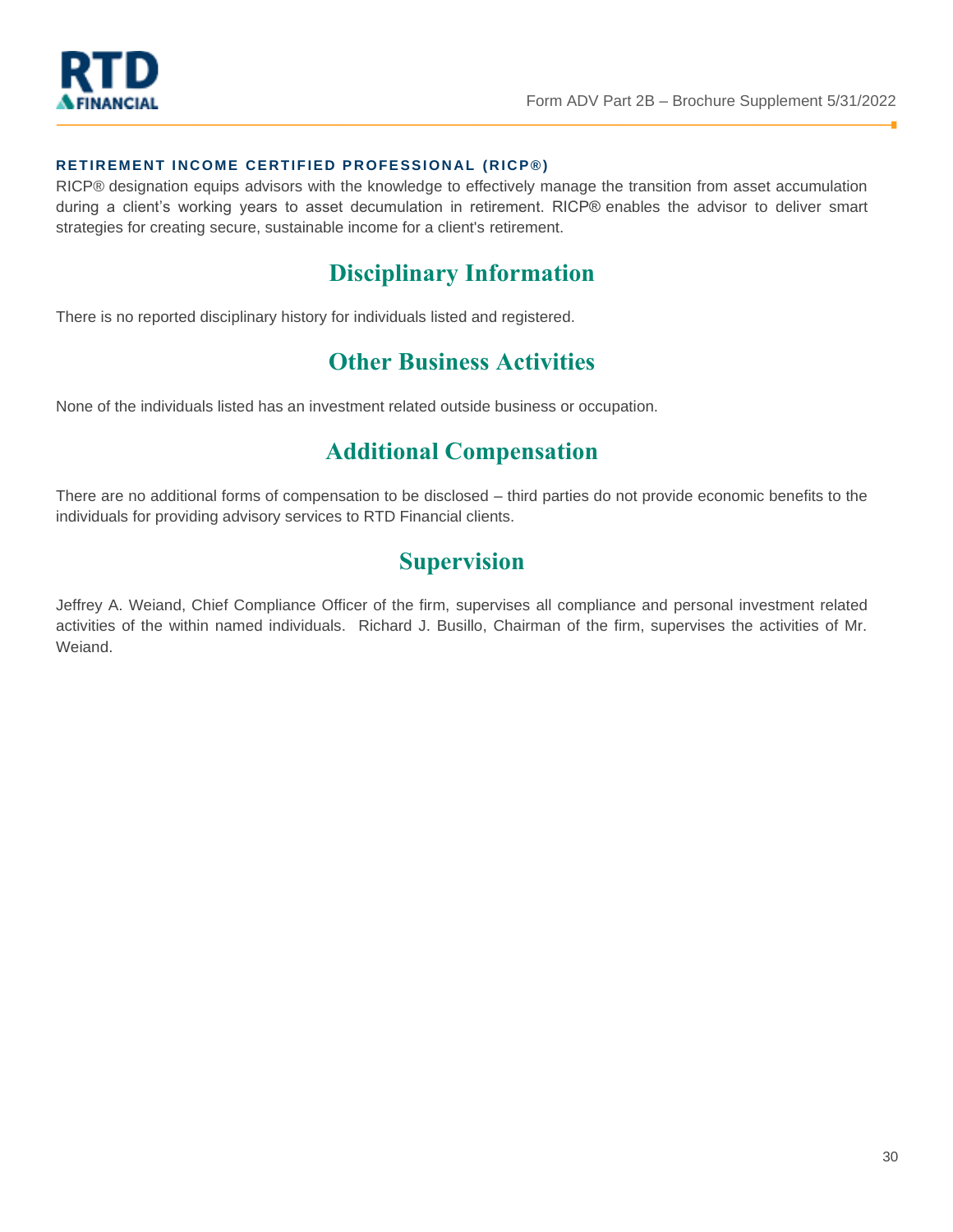### RETIREMENT INCOME CERTIFIED PROFESSIONAL (RICP®)

RICP® designation equips advisors with the knowledge to effectively manage the transition from asset accumulation during a client's working years to asset decumulation in retirement. RICP® enables the advisor to deliver smart strategies for creating secure, sustainable income for a client's retirement.

## Disciplinary Information

There is no reported disciplinary history for individuals listed and registered.

## Other Business Activities

None of the individuals listed has an investment related outside business or occupation.

## Additional Compensation

There are no additional forms of compensation to be disclosed – third parties do not provide economic benefits to the individuals for providing advisory services to RTD Financial clients.

## Supervision

Jeffrey A. Weiand, Chief Compliance Officer of the firm, supervises all compliance and personal investment related activities of the within named individuals. Richard J. Busillo, Chairman of the firm, supervises the activities of Mr. Weiand.